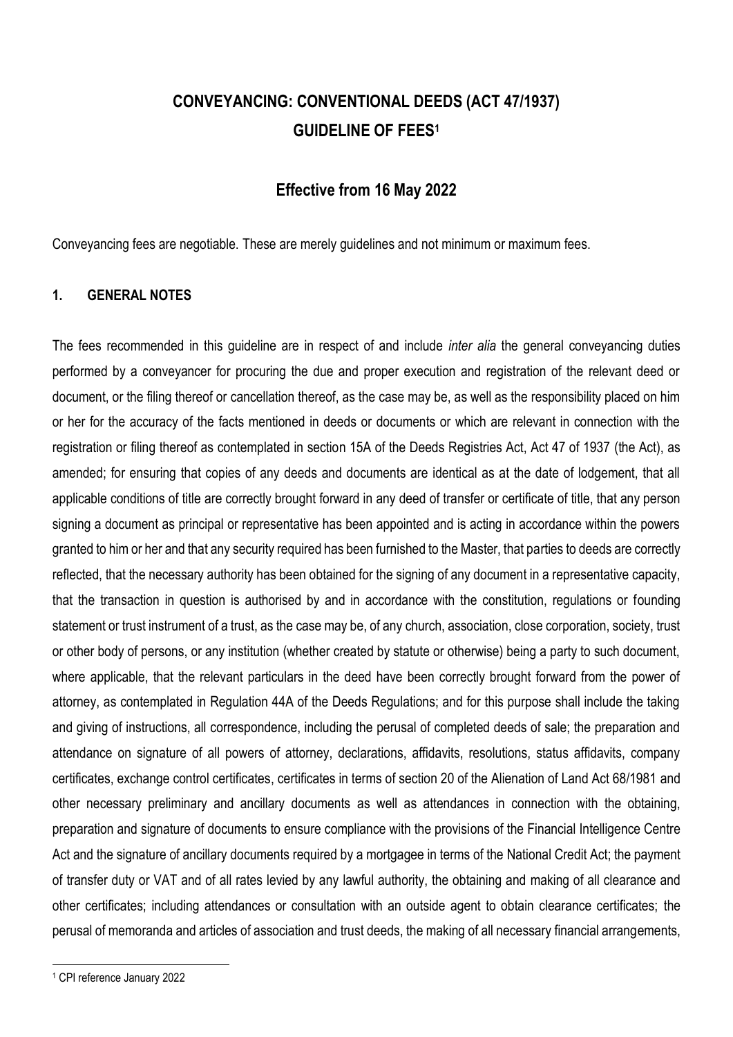# CONVEYANCING: CONVENTIONAL DEEDS (ACT 47/1937) GUIDELINE OF FEES[1]

## Effective from 16 May 2022

Conveyancing fees are negotiable. These are merely guidelines and not minimum or maximum fees.

### 1. GENERAL NOTES

The fees recommended in this guideline are in respect of and include *inter alia* the general conveyancing duties performed by a conveyancer for procuring the due and proper execution and registration of the relevant deed or document, or the filing thereof or cancellation thereof, as the case may be, as well as the responsibility placed on him or her for the accuracy of the facts mentioned in deeds or documents or which are relevant in connection with the registration or filing thereof as contemplated in section 15A of the Deeds Registries Act, Act 47 of 1937 (the Act), as amended; for ensuring that copies of any deeds and documents are identical as at the date of lodgement, that all applicable conditions of title are correctly brought forward in any deed of transfer or certificate of title, that any person signing a document as principal or representative has been appointed and is acting in accordance within the powers granted to him or her and that any security required has been furnished to the Master, that parties to deeds are correctly reflected, that the necessary authority has been obtained for the signing of any document in a representative capacity, that the transaction in question is authorised by and in accordance with the constitution, regulations or founding statement or trust instrument of a trust, as the case may be, of any church, association, close corporation, society, trust or other body of persons, or any institution (whether created by statute or otherwise) being a party to such document, where applicable, that the relevant particulars in the deed have been correctly brought forward from the power of attorney, as contemplated in Regulation 44A of the Deeds Regulations; and for this purpose shall include the taking and giving of instructions, all correspondence, including the perusal of completed deeds of sale; the preparation and attendance on signature of all powers of attorney, declarations, affidavits, resolutions, status affidavits, company certificates, exchange control certificates, certificates in terms of section 20 of the Alienation of Land Act 68/1981 and other necessary preliminary and ancillary documents as well as attendances in connection with the obtaining, preparation and signature of documents to ensure compliance with the provisions of the Financial Intelligence Centre Act and the signature of ancillary documents required by a mortgagee in terms of the National Credit Act; the payment of transfer duty or VAT and of all rates levied by any lawful authority, the obtaining and making of all clearance and other certificates; including attendances or consultation with an outside agent to obtain clearance certificates; the perusal of memoranda and articles of association and trust deeds, the making of all necessary financial arrangements,

[1] CPI reference January 2022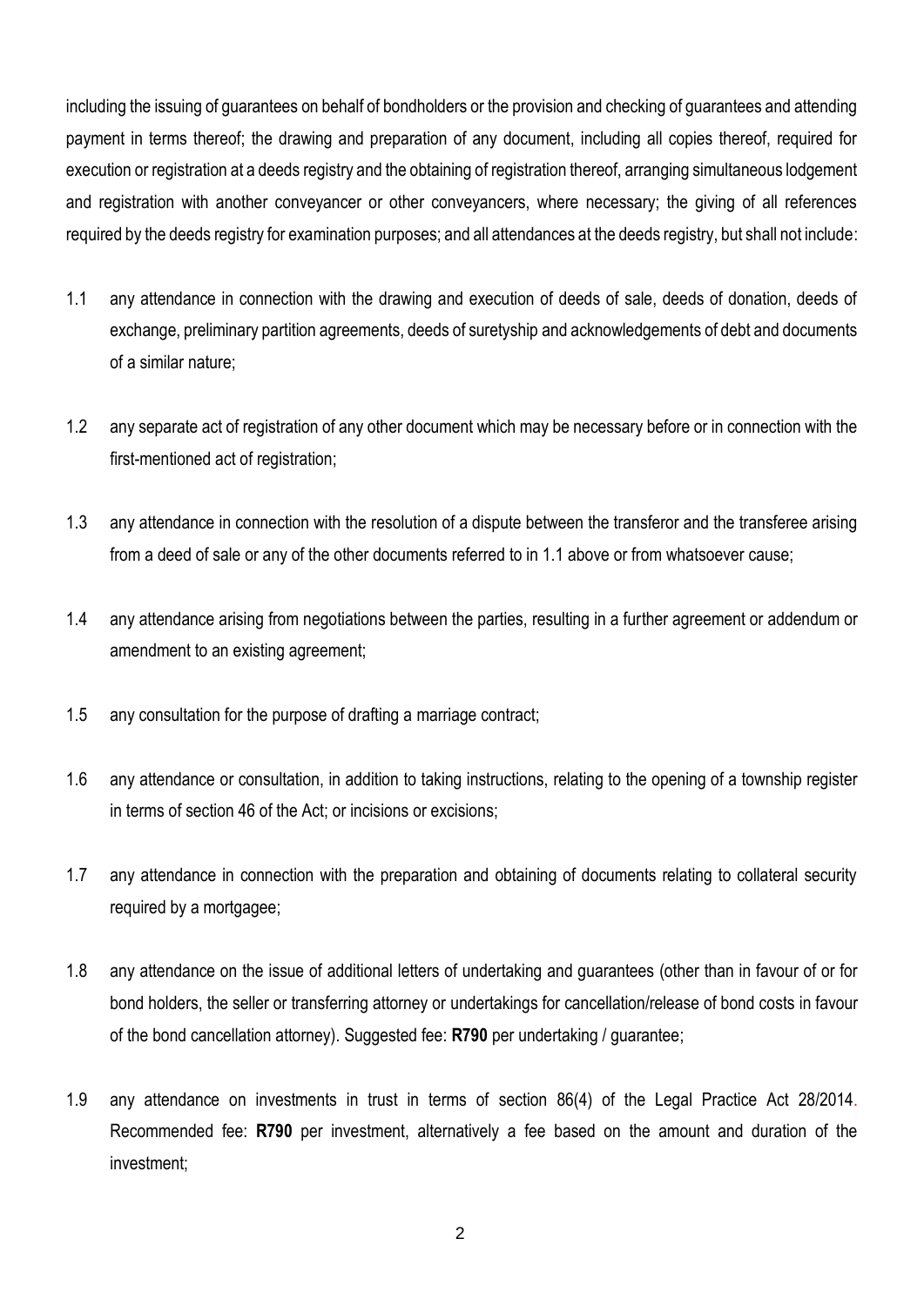including the issuing of guarantees on behalf of bondholders or the provision and checking of guarantees and attending payment in terms thereof; the drawing and preparation of any document, including all copies thereof, required for execution or registration at a deeds registry and the obtaining of registration thereof, arranging simultaneous lodgement and registration with another conveyancer or other conveyancers, where necessary; the giving of all references required by the deeds registry for examination purposes; and all attendances at the deeds registry, but shall not include:

1.1 any attendance in connection with the drawing and execution of deeds of sale, deeds of donation, deeds of exchange, preliminary partition agreements, deeds of suretyship and acknowledgements of debt and documents of a similar nature;

1.2 any separate act of registration of any other document which may be necessary before or in connection with the first-mentioned act of registration;

1.3 any attendance in connection with the resolution of a dispute between the transferor and the transferee arising from a deed of sale or any of the other documents referred to in 1.1 above or from whatsoever cause;

1.4 any attendance arising from negotiations between the parties, resulting in a further agreement or addendum or amendment to an existing agreement;

1.5 any consultation for the purpose of drafting a marriage contract;

1.6 any attendance or consultation, in addition to taking instructions, relating to the opening of a township register in terms of section 46 of the Act; or incisions or excisions;

1.7 any attendance in connection with the preparation and obtaining of documents relating to collateral security required by a mortgagee;

1.8 any attendance on the issue of additional letters of undertaking and guarantees (other than in favour of or for bond holders, the seller or transferring attorney or undertakings for cancellation/release of bond costs in favour of the bond cancellation attorney). Suggested fee: **R790** per undertaking / guarantee;

1.9 any attendance on investments in trust in terms of section 86(4) of the Legal Practice Act 28/2014. Recommended fee: **R790** per investment, alternatively a fee based on the amount and duration of the investment;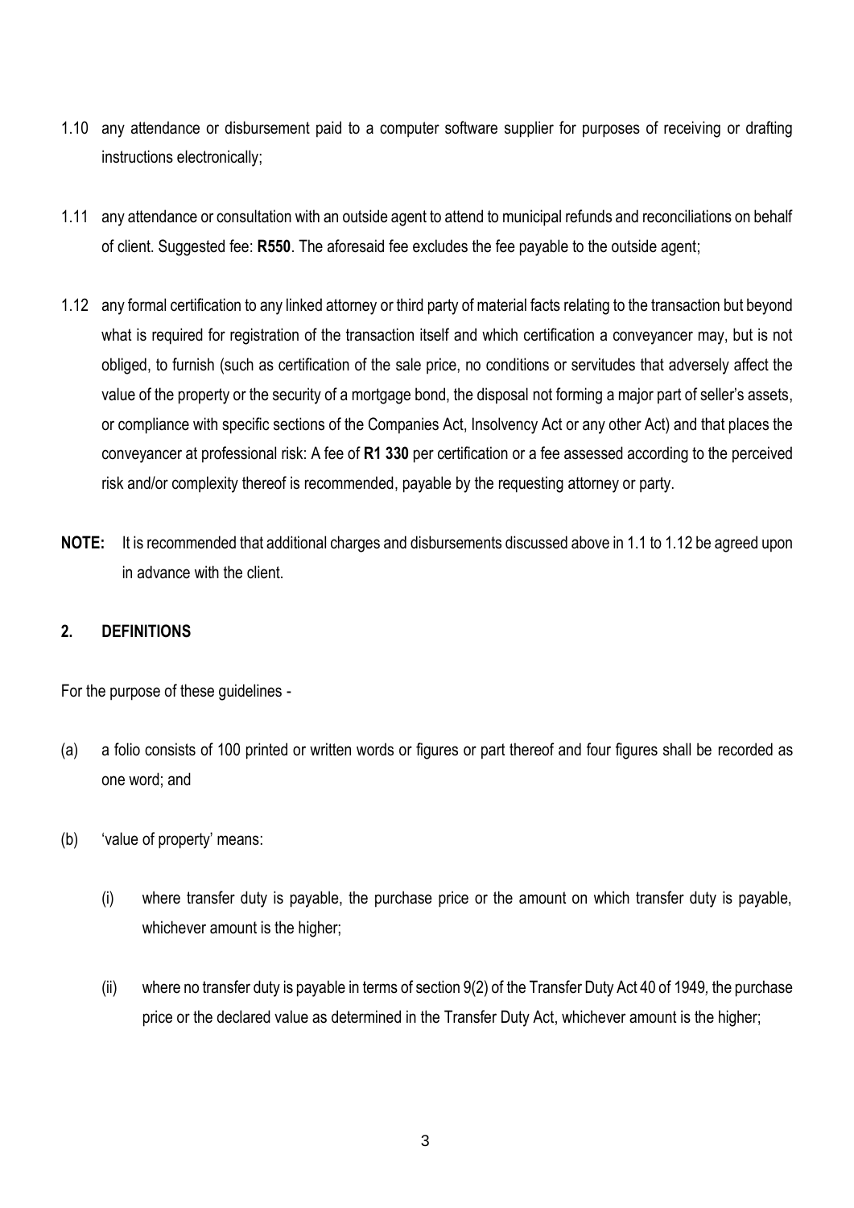1.10 any attendance or disbursement paid to a computer software supplier for purposes of receiving or drafting instructions electronically;

1.11 any attendance or consultation with an outside agent to attend to municipal refunds and reconciliations on behalf of client. Suggested fee: **R550**. The aforesaid fee excludes the fee payable to the outside agent;

1.12 any formal certification to any linked attorney or third party of material facts relating to the transaction but beyond what is required for registration of the transaction itself and which certification a conveyancer may, but is not obliged, to furnish (such as certification of the sale price, no conditions or servitudes that adversely affect the value of the property or the security of a mortgage bond, the disposal not forming a major part of seller's assets, or compliance with specific sections of the Companies Act, Insolvency Act or any other Act) and that places the conveyancer at professional risk: A fee of **R1 330** per certification or a fee assessed according to the perceived risk and/or complexity thereof is recommended, payable by the requesting attorney or party.

**NOTE:** It is recommended that additional charges and disbursements discussed above in 1.1 to 1.12 be agreed upon in advance with the client.

## 2. DEFINITIONS

For the purpose of these guidelines -

(a) a folio consists of 100 printed or written words or figures or part thereof and four figures shall be recorded as one word; and

(b) 'value of property' means:

   (i) where transfer duty is payable, the purchase price or the amount on which transfer duty is payable, whichever amount is the higher;

   (ii) where no transfer duty is payable in terms of section 9(2) of the Transfer Duty Act 40 of 1949, the purchase price or the declared value as determined in the Transfer Duty Act, whichever amount is the higher;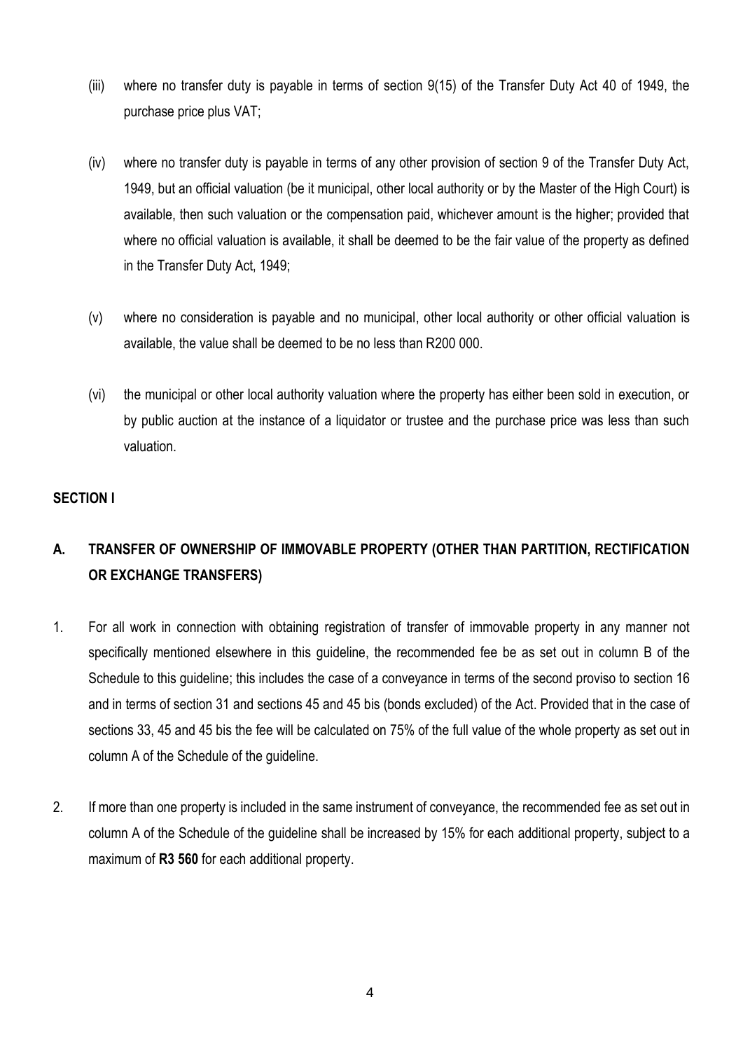(iii) where no transfer duty is payable in terms of section 9(15) of the Transfer Duty Act 40 of 1949, the purchase price plus VAT;

(iv) where no transfer duty is payable in terms of any other provision of section 9 of the Transfer Duty Act, 1949, but an official valuation (be it municipal, other local authority or by the Master of the High Court) is available, then such valuation or the compensation paid, whichever amount is the higher; provided that where no official valuation is available, it shall be deemed to be the fair value of the property as defined in the Transfer Duty Act, 1949;

(v) where no consideration is payable and no municipal, other local authority or other official valuation is available, the value shall be deemed to be no less than R200 000.

(vi) the municipal or other local authority valuation where the property has either been sold in execution, or by public auction at the instance of a liquidator or trustee and the purchase price was less than such valuation.

## SECTION I

### A. TRANSFER OF OWNERSHIP OF IMMOVABLE PROPERTY (OTHER THAN PARTITION, RECTIFICATION OR EXCHANGE TRANSFERS)

1. For all work in connection with obtaining registration of transfer of immovable property in any manner not specifically mentioned elsewhere in this guideline, the recommended fee be as set out in column B of the Schedule to this guideline; this includes the case of a conveyance in terms of the second proviso to section 16 and in terms of section 31 and sections 45 and 45 bis (bonds excluded) of the Act. Provided that in the case of sections 33, 45 and 45 bis the fee will be calculated on 75% of the full value of the whole property as set out in column A of the Schedule of the guideline.

2. If more than one property is included in the same instrument of conveyance, the recommended fee as set out in column A of the Schedule of the guideline shall be increased by 15% for each additional property, subject to a maximum of **R3 560** for each additional property.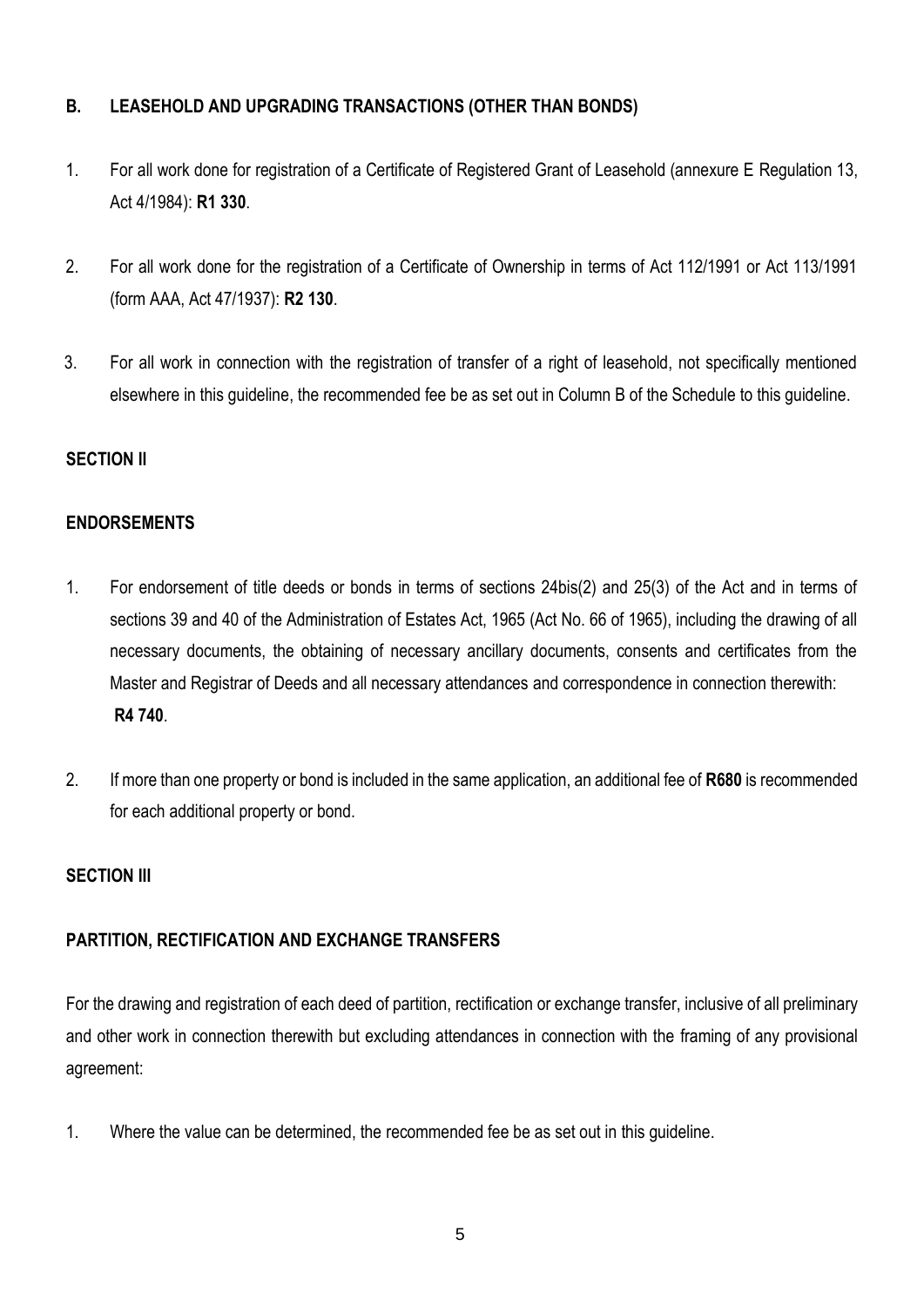## B. LEASEHOLD AND UPGRADING TRANSACTIONS (OTHER THAN BONDS)

1. For all work done for registration of a Certificate of Registered Grant of Leasehold (annexure E Regulation 13, Act 4/1984): **R1 330**.

2. For all work done for the registration of a Certificate of Ownership in terms of Act 112/1991 or Act 113/1991 (form AAA, Act 47/1937): **R2 130**.

3. For all work in connection with the registration of transfer of a right of leasehold, not specifically mentioned elsewhere in this guideline, the recommended fee be as set out in Column B of the Schedule to this guideline.

## SECTION II

## ENDORSEMENTS

1. For endorsement of title deeds or bonds in terms of sections 24bis(2) and 25(3) of the Act and in terms of sections 39 and 40 of the Administration of Estates Act, 1965 (Act No. 66 of 1965), including the drawing of all necessary documents, the obtaining of necessary ancillary documents, consents and certificates from the Master and Registrar of Deeds and all necessary attendances and correspondence in connection therewith: **R4 740**.

2. If more than one property or bond is included in the same application, an additional fee of **R680** is recommended for each additional property or bond.

## SECTION III

## PARTITION, RECTIFICATION AND EXCHANGE TRANSFERS

For the drawing and registration of each deed of partition, rectification or exchange transfer, inclusive of all preliminary and other work in connection therewith but excluding attendances in connection with the framing of any provisional agreement:

1. Where the value can be determined, the recommended fee be as set out in this guideline.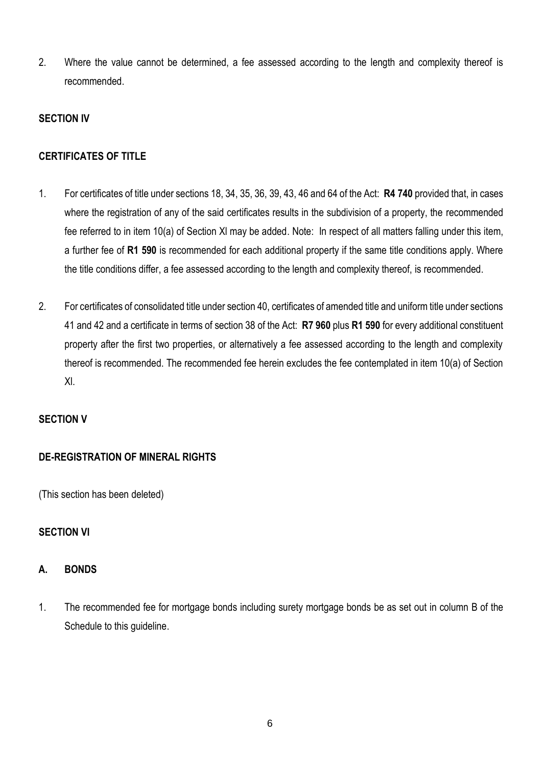2. Where the value cannot be determined, a fee assessed according to the length and complexity thereof is recommended.

## SECTION IV

## CERTIFICATES OF TITLE

1. For certificates of title under sections 18, 34, 35, 36, 39, 43, 46 and 64 of the Act: **R4 740** provided that, in cases where the registration of any of the said certificates results in the subdivision of a property, the recommended fee referred to in item 10(a) of Section XI may be added. Note: In respect of all matters falling under this item, a further fee of **R1 590** is recommended for each additional property if the same title conditions apply. Where the title conditions differ, a fee assessed according to the length and complexity thereof, is recommended.

2. For certificates of consolidated title under section 40, certificates of amended title and uniform title under sections 41 and 42 and a certificate in terms of section 38 of the Act: **R7 960** plus **R1 590** for every additional constituent property after the first two properties, or alternatively a fee assessed according to the length and complexity thereof is recommended. The recommended fee herein excludes the fee contemplated in item 10(a) of Section XI.

## SECTION V

## DE-REGISTRATION OF MINERAL RIGHTS

(This section has been deleted)

## SECTION VI

## A. BONDS

1. The recommended fee for mortgage bonds including surety mortgage bonds be as set out in column B of the Schedule to this guideline.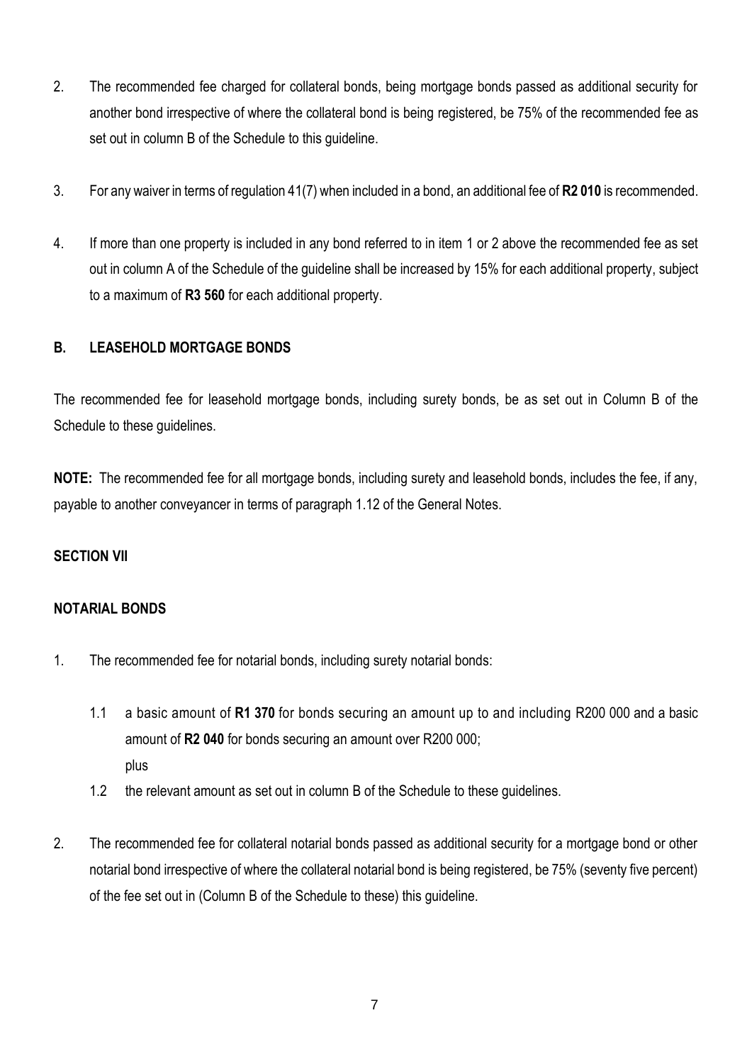2. The recommended fee charged for collateral bonds, being mortgage bonds passed as additional security for another bond irrespective of where the collateral bond is being registered, be 75% of the recommended fee as set out in column B of the Schedule to this guideline.

3. For any waiver in terms of regulation 41(7) when included in a bond, an additional fee of **R2 010** is recommended.

4. If more than one property is included in any bond referred to in item 1 or 2 above the recommended fee as set out in column A of the Schedule of the guideline shall be increased by 15% for each additional property, subject to a maximum of **R3 560** for each additional property.

### B. LEASEHOLD MORTGAGE BONDS

The recommended fee for leasehold mortgage bonds, including surety bonds, be as set out in Column B of the Schedule to these guidelines.

**NOTE:** The recommended fee for all mortgage bonds, including surety and leasehold bonds, includes the fee, if any, payable to another conveyancer in terms of paragraph 1.12 of the General Notes.

## SECTION VII

### NOTARIAL BONDS

1. The recommended fee for notarial bonds, including surety notarial bonds:

   1.1 a basic amount of **R1 370** for bonds securing an amount up to and including R200 000 and a basic amount of **R2 040** for bonds securing an amount over R200 000;
   plus

   1.2 the relevant amount as set out in column B of the Schedule to these guidelines.

2. The recommended fee for collateral notarial bonds passed as additional security for a mortgage bond or other notarial bond irrespective of where the collateral notarial bond is being registered, be 75% (seventy five percent) of the fee set out in (Column B of the Schedule to these) this guideline.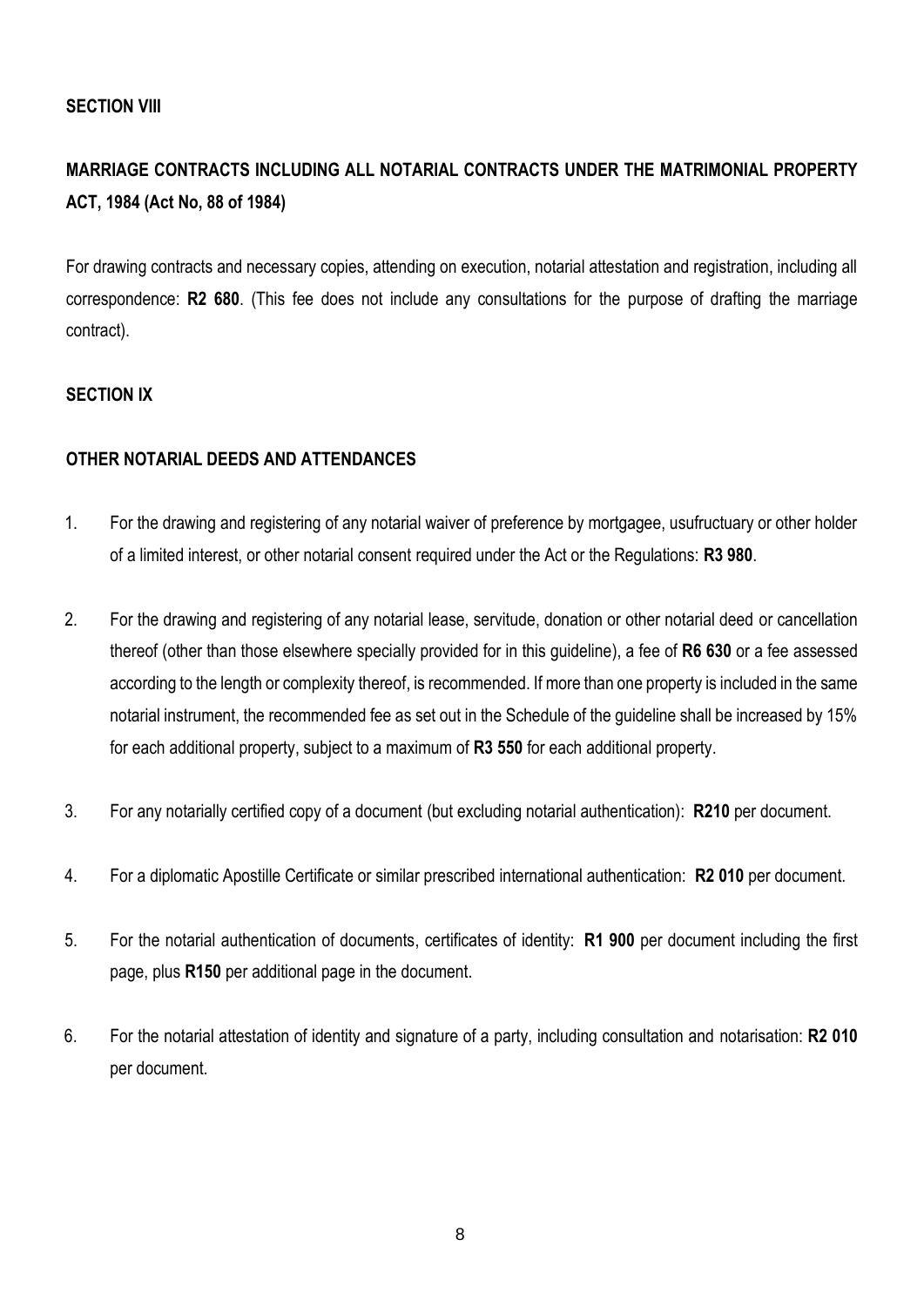**SECTION VIII**

**MARRIAGE CONTRACTS INCLUDING ALL NOTARIAL CONTRACTS UNDER THE MATRIMONIAL PROPERTY ACT, 1984 (Act No, 88 of 1984)**

For drawing contracts and necessary copies, attending on execution, notarial attestation and registration, including all correspondence: **R2 680**. (This fee does not include any consultations for the purpose of drafting the marriage contract).

**SECTION IX**

**OTHER NOTARIAL DEEDS AND ATTENDANCES**

1. For the drawing and registering of any notarial waiver of preference by mortgagee, usufructuary or other holder of a limited interest, or other notarial consent required under the Act or the Regulations: **R3 980**.

2. For the drawing and registering of any notarial lease, servitude, donation or other notarial deed or cancellation thereof (other than those elsewhere specially provided for in this guideline), a fee of **R6 630** or a fee assessed according to the length or complexity thereof, is recommended. If more than one property is included in the same notarial instrument, the recommended fee as set out in the Schedule of the guideline shall be increased by 15% for each additional property, subject to a maximum of **R3 550** for each additional property.

3. For any notarially certified copy of a document (but excluding notarial authentication): **R210** per document.

4. For a diplomatic Apostille Certificate or similar prescribed international authentication: **R2 010** per document.

5. For the notarial authentication of documents, certificates of identity: **R1 900** per document including the first page, plus **R150** per additional page in the document.

6. For the notarial attestation of identity and signature of a party, including consultation and notarisation: **R2 010** per document.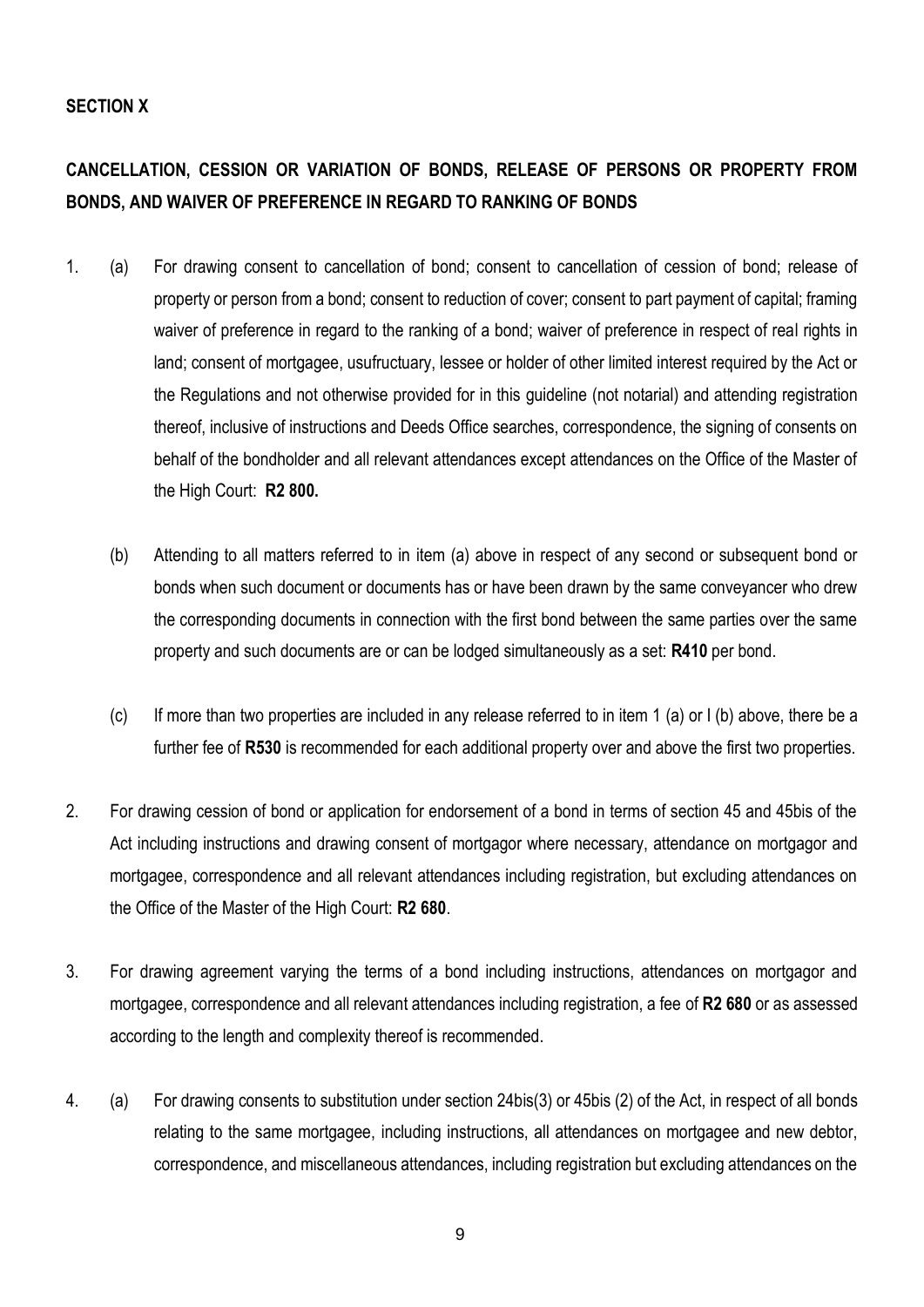**SECTION X**

**CANCELLATION, CESSION OR VARIATION OF BONDS, RELEASE OF PERSONS OR PROPERTY FROM BONDS, AND WAIVER OF PREFERENCE IN REGARD TO RANKING OF BONDS**

1. (a) For drawing consent to cancellation of bond; consent to cancellation of cession of bond; release of property or person from a bond; consent to reduction of cover; consent to part payment of capital; framing waiver of preference in regard to the ranking of a bond; waiver of preference in respect of real rights in land; consent of mortgagee, usufructuary, lessee or holder of other limited interest required by the Act or the Regulations and not otherwise provided for in this guideline (not notarial) and attending registration thereof, inclusive of instructions and Deeds Office searches, correspondence, the signing of consents on behalf of the bondholder and all relevant attendances except attendances on the Office of the Master of the High Court: **R2 800.**

   (b) Attending to all matters referred to in item (a) above in respect of any second or subsequent bond or bonds when such document or documents has or have been drawn by the same conveyancer who drew the corresponding documents in connection with the first bond between the same parties over the same property and such documents are or can be lodged simultaneously as a set: **R410** per bond.

   (c) If more than two properties are included in any release referred to in item 1 (a) or I (b) above, there be a further fee of **R530** is recommended for each additional property over and above the first two properties.

2. For drawing cession of bond or application for endorsement of a bond in terms of section 45 and 45bis of the Act including instructions and drawing consent of mortgagor where necessary, attendance on mortgagor and mortgagee, correspondence and all relevant attendances including registration, but excluding attendances on the Office of the Master of the High Court: **R2 680**.

3. For drawing agreement varying the terms of a bond including instructions, attendances on mortgagor and mortgagee, correspondence and all relevant attendances including registration, a fee of **R2 680** or as assessed according to the length and complexity thereof is recommended.

4. (a) For drawing consents to substitution under section 24bis(3) or 45bis (2) of the Act, in respect of all bonds relating to the same mortgagee, including instructions, all attendances on mortgagee and new debtor, correspondence, and miscellaneous attendances, including registration but excluding attendances on the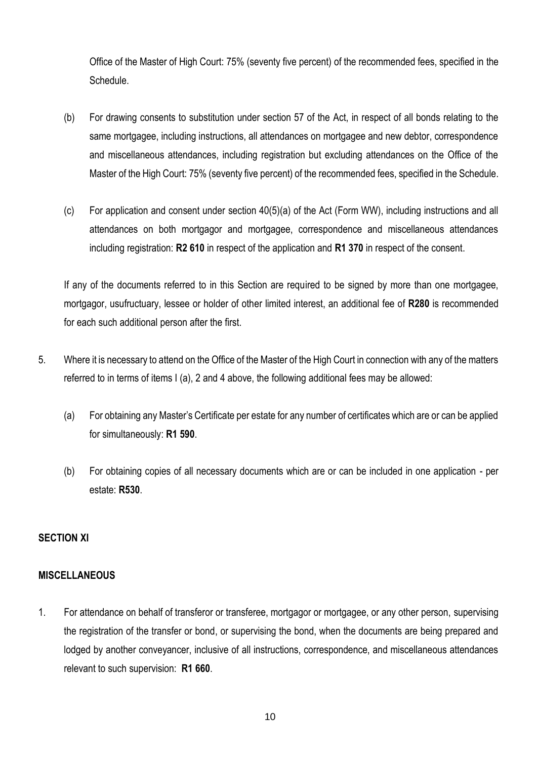Office of the Master of High Court: 75% (seventy five percent) of the recommended fees, specified in the Schedule.

(b) For drawing consents to substitution under section 57 of the Act, in respect of all bonds relating to the same mortgagee, including instructions, all attendances on mortgagee and new debtor, correspondence and miscellaneous attendances, including registration but excluding attendances on the Office of the Master of the High Court: 75% (seventy five percent) of the recommended fees, specified in the Schedule.

(c) For application and consent under section 40(5)(a) of the Act (Form WW), including instructions and all attendances on both mortgagor and mortgagee, correspondence and miscellaneous attendances including registration: **R2 610** in respect of the application and **R1 370** in respect of the consent.

If any of the documents referred to in this Section are required to be signed by more than one mortgagee, mortgagor, usufructuary, lessee or holder of other limited interest, an additional fee of **R280** is recommended for each such additional person after the first.

5. Where it is necessary to attend on the Office of the Master of the High Court in connection with any of the matters referred to in terms of items I (a), 2 and 4 above, the following additional fees may be allowed:

   (a) For obtaining any Master's Certificate per estate for any number of certificates which are or can be applied for simultaneously: **R1 590**.

   (b) For obtaining copies of all necessary documents which are or can be included in one application - per estate: **R530**.

## SECTION XI

## MISCELLANEOUS

1. For attendance on behalf of transferor or transferee, mortgagor or mortgagee, or any other person, supervising the registration of the transfer or bond, or supervising the bond, when the documents are being prepared and lodged by another conveyancer, inclusive of all instructions, correspondence, and miscellaneous attendances relevant to such supervision: **R1 660**.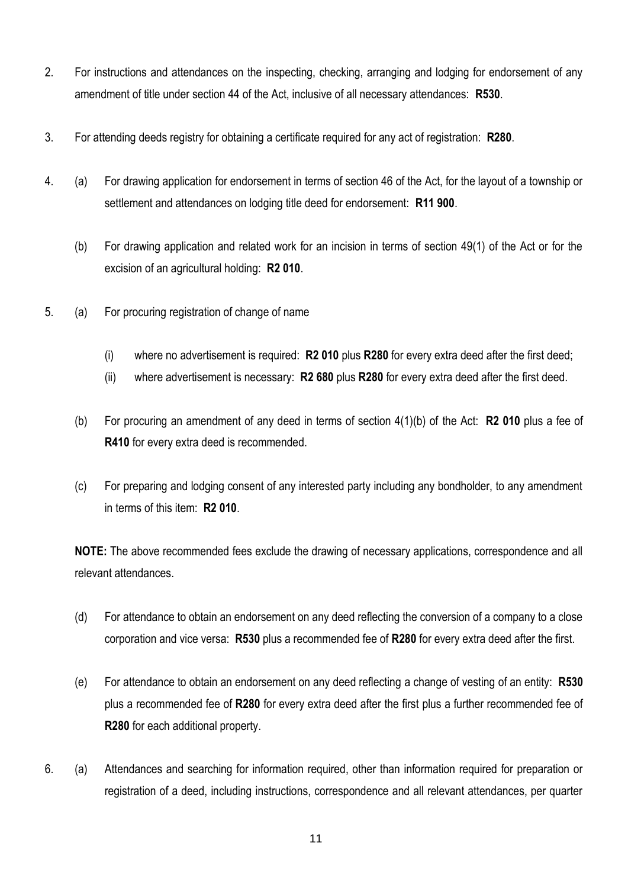2. For instructions and attendances on the inspecting, checking, arranging and lodging for endorsement of any amendment of title under section 44 of the Act, inclusive of all necessary attendances: **R530**.

3. For attending deeds registry for obtaining a certificate required for any act of registration: **R280**.

4. (a) For drawing application for endorsement in terms of section 46 of the Act, for the layout of a township or settlement and attendances on lodging title deed for endorsement: **R11 900**.

   (b) For drawing application and related work for an incision in terms of section 49(1) of the Act or for the excision of an agricultural holding: **R2 010**.

5. (a) For procuring registration of change of name

      (i) where no advertisement is required: **R2 010** plus **R280** for every extra deed after the first deed;
      
      (ii) where advertisement is necessary: **R2 680** plus **R280** for every extra deed after the first deed.

   (b) For procuring an amendment of any deed in terms of section 4(1)(b) of the Act: **R2 010** plus a fee of **R410** for every extra deed is recommended.

   (c) For preparing and lodging consent of any interested party including any bondholder, to any amendment in terms of this item: **R2 010**.

   **NOTE:** The above recommended fees exclude the drawing of necessary applications, correspondence and all relevant attendances.

   (d) For attendance to obtain an endorsement on any deed reflecting the conversion of a company to a close corporation and vice versa: **R530** plus a recommended fee of **R280** for every extra deed after the first.

   (e) For attendance to obtain an endorsement on any deed reflecting a change of vesting of an entity: **R530** plus a recommended fee of **R280** for every extra deed after the first plus a further recommended fee of **R280** for each additional property.

6. (a) Attendances and searching for information required, other than information required for preparation or registration of a deed, including instructions, correspondence and all relevant attendances, per quarter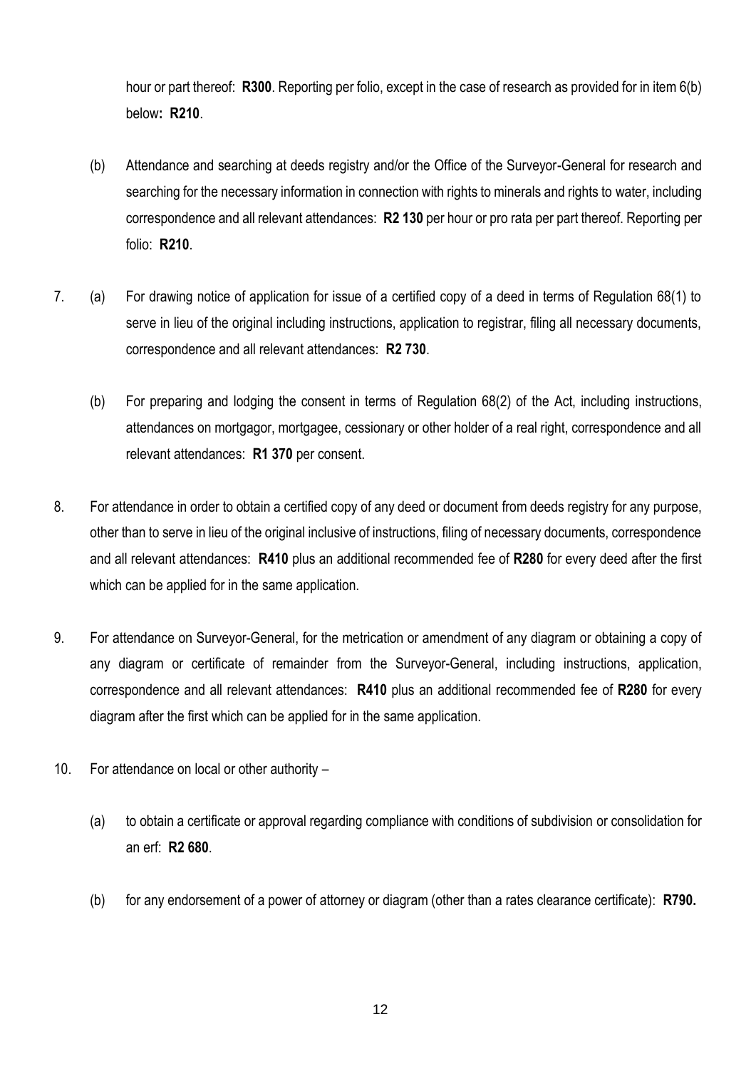hour or part thereof: **R300**. Reporting per folio, except in the case of research as provided for in item 6(b) below**: R210**.

(b) Attendance and searching at deeds registry and/or the Office of the Surveyor-General for research and searching for the necessary information in connection with rights to minerals and rights to water, including correspondence and all relevant attendances: **R2 130** per hour or pro rata per part thereof. Reporting per folio: **R210**.

7. (a) For drawing notice of application for issue of a certified copy of a deed in terms of Regulation 68(1) to serve in lieu of the original including instructions, application to registrar, filing all necessary documents, correspondence and all relevant attendances: **R2 730**.

   (b) For preparing and lodging the consent in terms of Regulation 68(2) of the Act, including instructions, attendances on mortgagor, mortgagee, cessionary or other holder of a real right, correspondence and all relevant attendances: **R1 370** per consent.

8. For attendance in order to obtain a certified copy of any deed or document from deeds registry for any purpose, other than to serve in lieu of the original inclusive of instructions, filing of necessary documents, correspondence and all relevant attendances: **R410** plus an additional recommended fee of **R280** for every deed after the first which can be applied for in the same application.

9. For attendance on Surveyor-General, for the metrication or amendment of any diagram or obtaining a copy of any diagram or certificate of remainder from the Surveyor-General, including instructions, application, correspondence and all relevant attendances: **R410** plus an additional recommended fee of **R280** for every diagram after the first which can be applied for in the same application.

10. For attendance on local or other authority –

   (a) to obtain a certificate or approval regarding compliance with conditions of subdivision or consolidation for an erf: **R2 680**.

   (b) for any endorsement of a power of attorney or diagram (other than a rates clearance certificate): **R790.**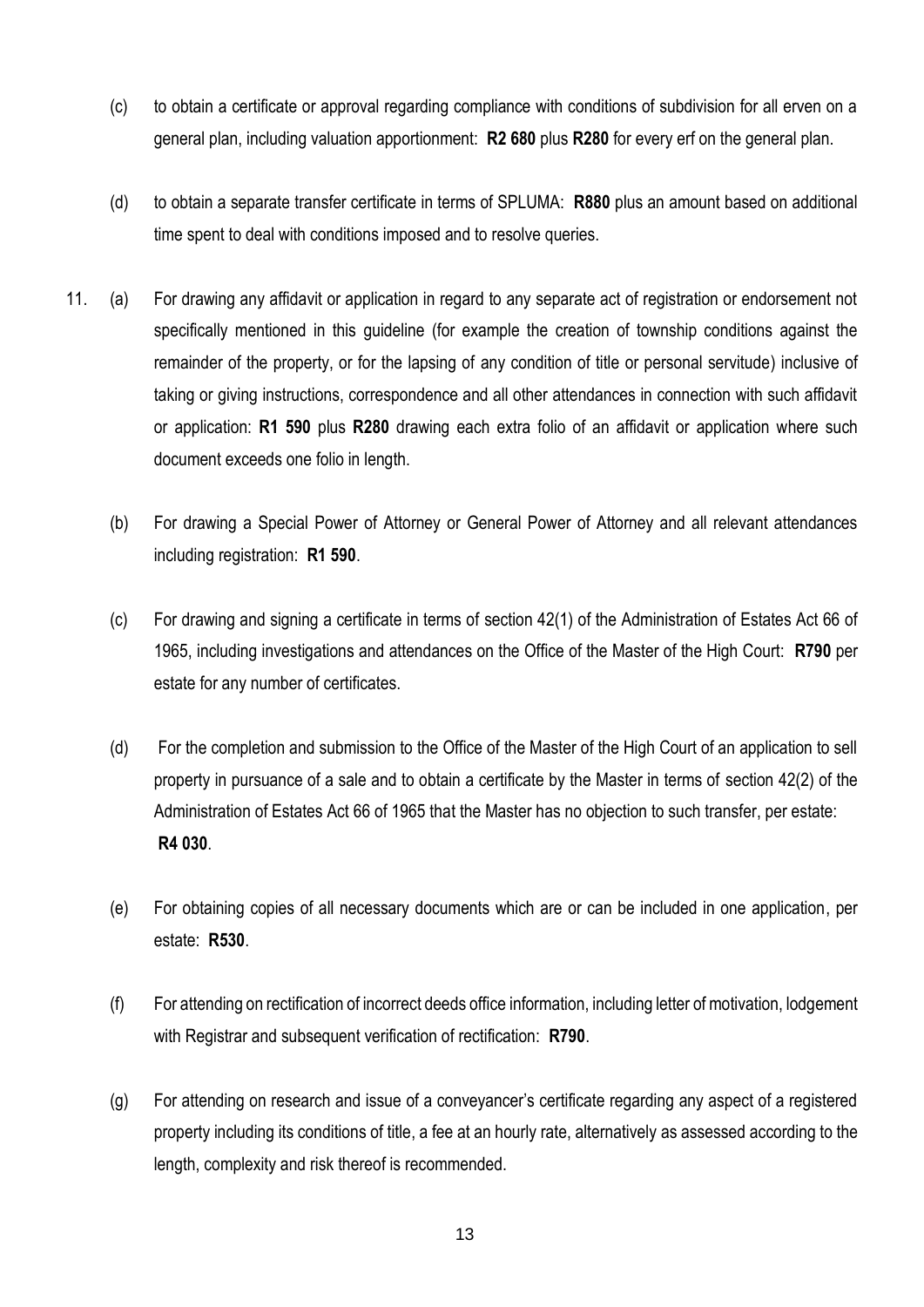(c) to obtain a certificate or approval regarding compliance with conditions of subdivision for all erven on a general plan, including valuation apportionment: **R2 680** plus **R280** for every erf on the general plan.

(d) to obtain a separate transfer certificate in terms of SPLUMA: **R880** plus an amount based on additional time spent to deal with conditions imposed and to resolve queries.

11. (a) For drawing any affidavit or application in regard to any separate act of registration or endorsement not specifically mentioned in this guideline (for example the creation of township conditions against the remainder of the property, or for the lapsing of any condition of title or personal servitude) inclusive of taking or giving instructions, correspondence and all other attendances in connection with such affidavit or application: **R1 590** plus **R280** drawing each extra folio of an affidavit or application where such document exceeds one folio in length.

(b) For drawing a Special Power of Attorney or General Power of Attorney and all relevant attendances including registration: **R1 590**.

(c) For drawing and signing a certificate in terms of section 42(1) of the Administration of Estates Act 66 of 1965, including investigations and attendances on the Office of the Master of the High Court: **R790** per estate for any number of certificates.

(d) For the completion and submission to the Office of the Master of the High Court of an application to sell property in pursuance of a sale and to obtain a certificate by the Master in terms of section 42(2) of the Administration of Estates Act 66 of 1965 that the Master has no objection to such transfer, per estate: **R4 030**.

(e) For obtaining copies of all necessary documents which are or can be included in one application, per estate: **R530**.

(f) For attending on rectification of incorrect deeds office information, including letter of motivation, lodgement with Registrar and subsequent verification of rectification: **R790**.

(g) For attending on research and issue of a conveyancer's certificate regarding any aspect of a registered property including its conditions of title, a fee at an hourly rate, alternatively as assessed according to the length, complexity and risk thereof is recommended.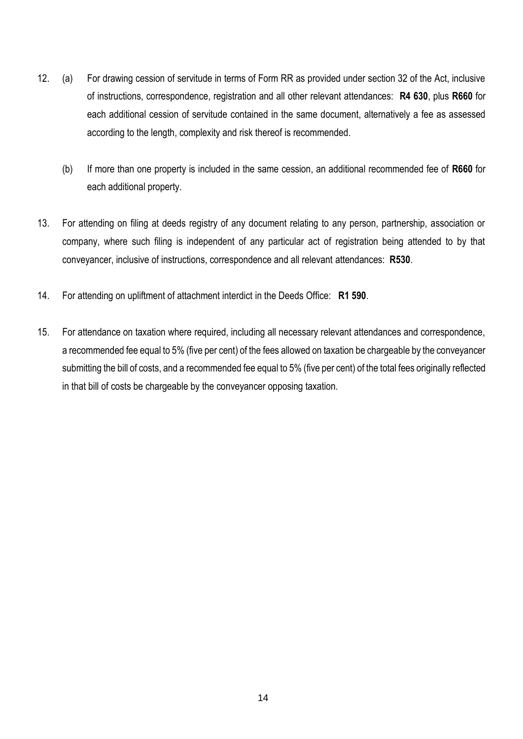12. (a) For drawing cession of servitude in terms of Form RR as provided under section 32 of the Act, inclusive of instructions, correspondence, registration and all other relevant attendances: **R4 630**, plus **R660** for each additional cession of servitude contained in the same document, alternatively a fee as assessed according to the length, complexity and risk thereof is recommended.

    (b) If more than one property is included in the same cession, an additional recommended fee of **R660** for each additional property.

13. For attending on filing at deeds registry of any document relating to any person, partnership, association or company, where such filing is independent of any particular act of registration being attended to by that conveyancer, inclusive of instructions, correspondence and all relevant attendances: **R530**.

14. For attending on upliftment of attachment interdict in the Deeds Office: **R1 590**.

15. For attendance on taxation where required, including all necessary relevant attendances and correspondence, a recommended fee equal to 5% (five per cent) of the fees allowed on taxation be chargeable by the conveyancer submitting the bill of costs, and a recommended fee equal to 5% (five per cent) of the total fees originally reflected in that bill of costs be chargeable by the conveyancer opposing taxation.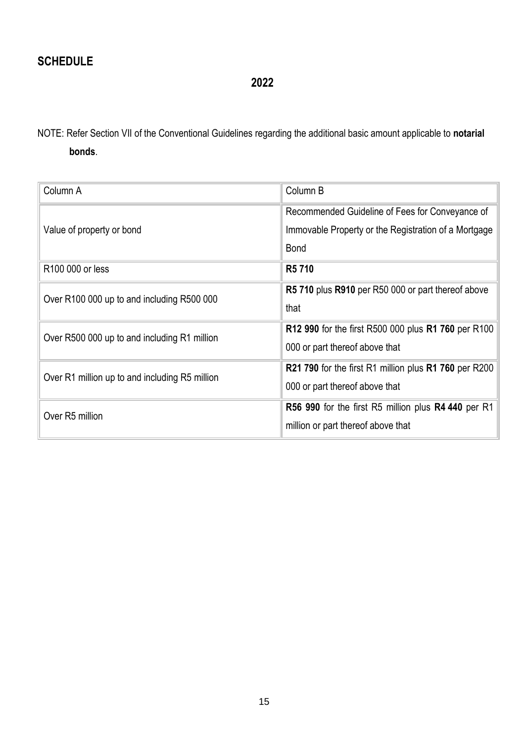## SCHEDULE

**2022**

NOTE: Refer Section VII of the Conventional Guidelines regarding the additional basic amount applicable to **notarial bonds**.

| Column A | Column B |
|---|---|
| Value of property or bond | Recommended Guideline of Fees for Conveyance of Immovable Property or the Registration of a Mortgage Bond |
| R100 000 or less | **R5 710** |
| Over R100 000 up to and including R500 000 | **R5 710** plus **R910** per R50 000 or part thereof above that |
| Over R500 000 up to and including R1 million | **R12 990** for the first R500 000 plus **R1 760** per R100 000 or part thereof above that |
| Over R1 million up to and including R5 million | **R21 790** for the first R1 million plus **R1 760** per R200 000 or part thereof above that |
| Over R5 million | **R56 990** for the first R5 million plus **R4 440** per R1 million or part thereof above that |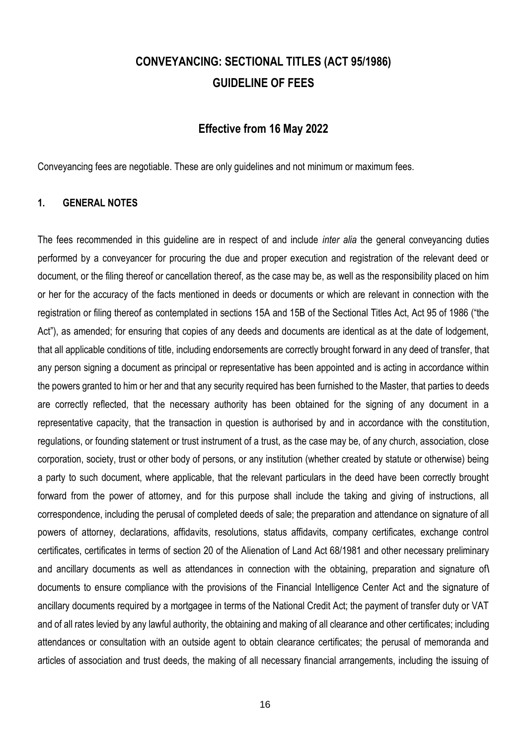# CONVEYANCING: SECTIONAL TITLES (ACT 95/1986)
# GUIDELINE OF FEES

## Effective from 16 May 2022

Conveyancing fees are negotiable. These are only guidelines and not minimum or maximum fees.

### 1. GENERAL NOTES

The fees recommended in this guideline are in respect of and include *inter alia* the general conveyancing duties performed by a conveyancer for procuring the due and proper execution and registration of the relevant deed or document, or the filing thereof or cancellation thereof, as the case may be, as well as the responsibility placed on him or her for the accuracy of the facts mentioned in deeds or documents or which are relevant in connection with the registration or filing thereof as contemplated in sections 15A and 15B of the Sectional Titles Act, Act 95 of 1986 ("the Act"), as amended; for ensuring that copies of any deeds and documents are identical as at the date of lodgement, that all applicable conditions of title, including endorsements are correctly brought forward in any deed of transfer, that any person signing a document as principal or representative has been appointed and is acting in accordance within the powers granted to him or her and that any security required has been furnished to the Master, that parties to deeds are correctly reflected, that the necessary authority has been obtained for the signing of any document in a representative capacity, that the transaction in question is authorised by and in accordance with the constitution, regulations, or founding statement or trust instrument of a trust, as the case may be, of any church, association, close corporation, society, trust or other body of persons, or any institution (whether created by statute or otherwise) being a party to such document, where applicable, that the relevant particulars in the deed have been correctly brought forward from the power of attorney, and for this purpose shall include the taking and giving of instructions, all correspondence, including the perusal of completed deeds of sale; the preparation and attendance on signature of all powers of attorney, declarations, affidavits, resolutions, status affidavits, company certificates, exchange control certificates, certificates in terms of section 20 of the Alienation of Land Act 68/1981 and other necessary preliminary and ancillary documents as well as attendances in connection with the obtaining, preparation and signature of\ documents to ensure compliance with the provisions of the Financial Intelligence Center Act and the signature of ancillary documents required by a mortgagee in terms of the National Credit Act; the payment of transfer duty or VAT and of all rates levied by any lawful authority, the obtaining and making of all clearance and other certificates; including attendances or consultation with an outside agent to obtain clearance certificates; the perusal of memoranda and articles of association and trust deeds, the making of all necessary financial arrangements, including the issuing of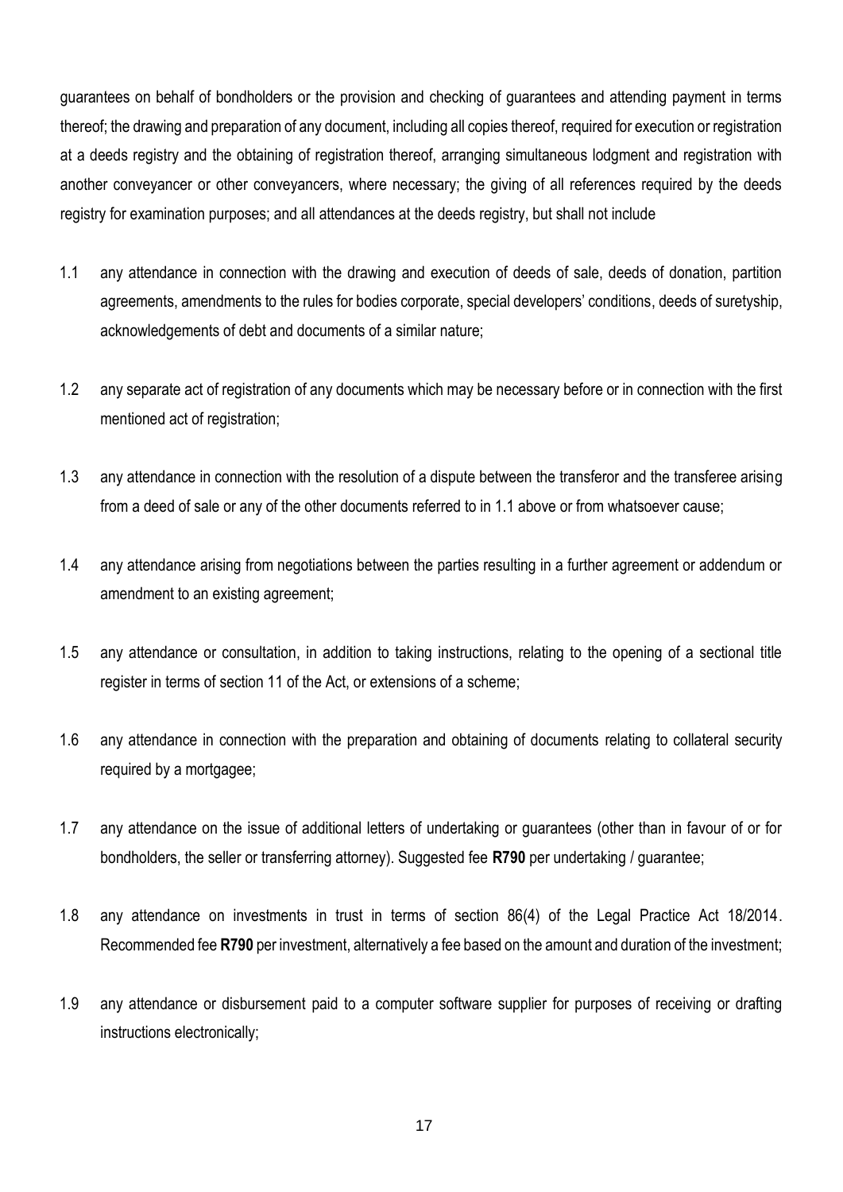guarantees on behalf of bondholders or the provision and checking of guarantees and attending payment in terms thereof; the drawing and preparation of any document, including all copies thereof, required for execution or registration at a deeds registry and the obtaining of registration thereof, arranging simultaneous lodgment and registration with another conveyancer or other conveyancers, where necessary; the giving of all references required by the deeds registry for examination purposes; and all attendances at the deeds registry, but shall not include

1.1 any attendance in connection with the drawing and execution of deeds of sale, deeds of donation, partition agreements, amendments to the rules for bodies corporate, special developers' conditions, deeds of suretyship, acknowledgements of debt and documents of a similar nature;

1.2 any separate act of registration of any documents which may be necessary before or in connection with the first mentioned act of registration;

1.3 any attendance in connection with the resolution of a dispute between the transferor and the transferee arising from a deed of sale or any of the other documents referred to in 1.1 above or from whatsoever cause;

1.4 any attendance arising from negotiations between the parties resulting in a further agreement or addendum or amendment to an existing agreement;

1.5 any attendance or consultation, in addition to taking instructions, relating to the opening of a sectional title register in terms of section 11 of the Act, or extensions of a scheme;

1.6 any attendance in connection with the preparation and obtaining of documents relating to collateral security required by a mortgagee;

1.7 any attendance on the issue of additional letters of undertaking or guarantees (other than in favour of or for bondholders, the seller or transferring attorney). Suggested fee **R790** per undertaking / guarantee;

1.8 any attendance on investments in trust in terms of section 86(4) of the Legal Practice Act 18/2014. Recommended fee **R790** per investment, alternatively a fee based on the amount and duration of the investment;

1.9 any attendance or disbursement paid to a computer software supplier for purposes of receiving or drafting instructions electronically;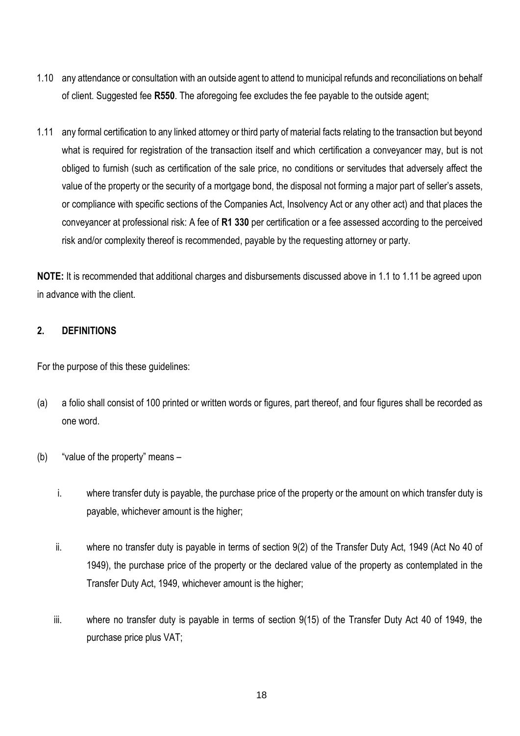1.10 any attendance or consultation with an outside agent to attend to municipal refunds and reconciliations on behalf of client. Suggested fee **R550**. The aforegoing fee excludes the fee payable to the outside agent;

1.11 any formal certification to any linked attorney or third party of material facts relating to the transaction but beyond what is required for registration of the transaction itself and which certification a conveyancer may, but is not obliged to furnish (such as certification of the sale price, no conditions or servitudes that adversely affect the value of the property or the security of a mortgage bond, the disposal not forming a major part of seller's assets, or compliance with specific sections of the Companies Act, Insolvency Act or any other act) and that places the conveyancer at professional risk: A fee of **R1 330** per certification or a fee assessed according to the perceived risk and/or complexity thereof is recommended, payable by the requesting attorney or party.

**NOTE:** It is recommended that additional charges and disbursements discussed above in 1.1 to 1.11 be agreed upon in advance with the client.

## 2. DEFINITIONS

For the purpose of this these guidelines:

(a) a folio shall consist of 100 printed or written words or figures, part thereof, and four figures shall be recorded as one word.

(b) "value of the property" means –

i. where transfer duty is payable, the purchase price of the property or the amount on which transfer duty is payable, whichever amount is the higher;

ii. where no transfer duty is payable in terms of section 9(2) of the Transfer Duty Act, 1949 (Act No 40 of 1949), the purchase price of the property or the declared value of the property as contemplated in the Transfer Duty Act, 1949, whichever amount is the higher;

iii. where no transfer duty is payable in terms of section 9(15) of the Transfer Duty Act 40 of 1949, the purchase price plus VAT;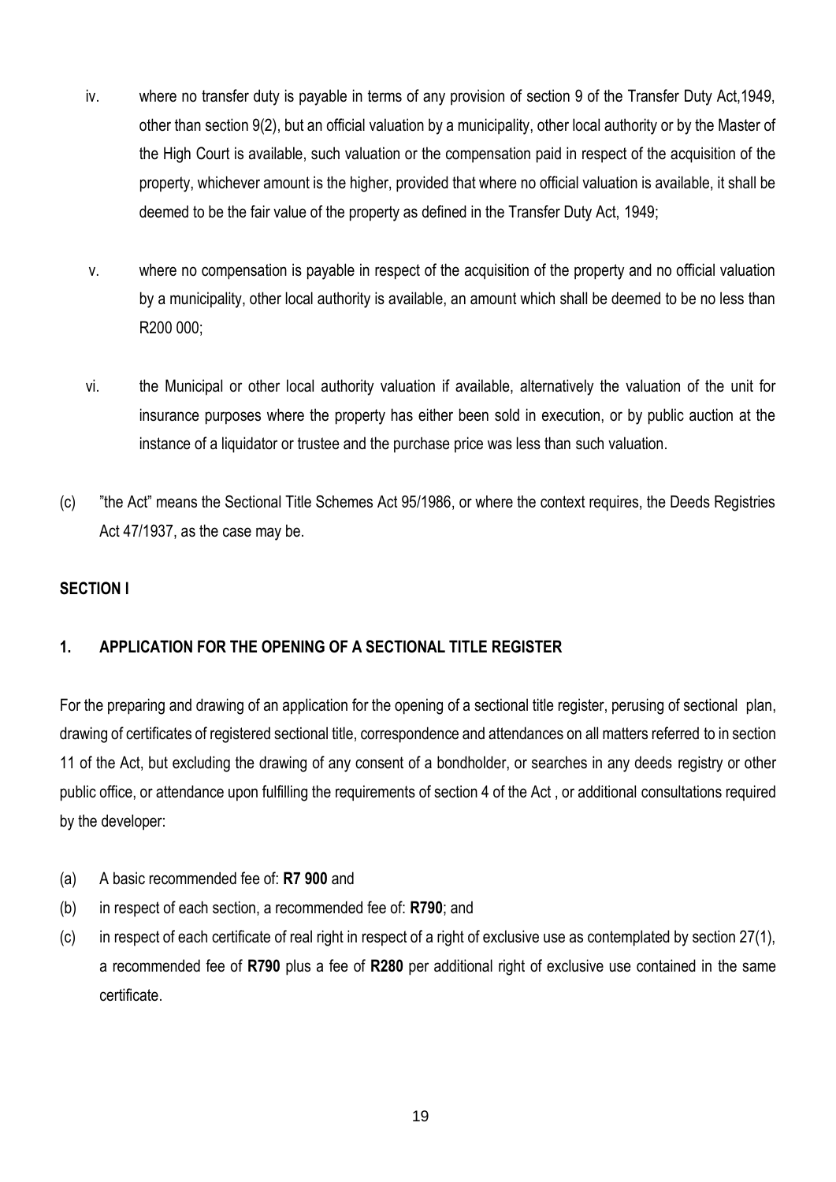iv. where no transfer duty is payable in terms of any provision of section 9 of the Transfer Duty Act,1949, other than section 9(2), but an official valuation by a municipality, other local authority or by the Master of the High Court is available, such valuation or the compensation paid in respect of the acquisition of the property, whichever amount is the higher, provided that where no official valuation is available, it shall be deemed to be the fair value of the property as defined in the Transfer Duty Act, 1949;

v. where no compensation is payable in respect of the acquisition of the property and no official valuation by a municipality, other local authority is available, an amount which shall be deemed to be no less than R200 000;

vi. the Municipal or other local authority valuation if available, alternatively the valuation of the unit for insurance purposes where the property has either been sold in execution, or by public auction at the instance of a liquidator or trustee and the purchase price was less than such valuation.

(c) "the Act" means the Sectional Title Schemes Act 95/1986, or where the context requires, the Deeds Registries Act 47/1937, as the case may be.

**SECTION I**

**1. APPLICATION FOR THE OPENING OF A SECTIONAL TITLE REGISTER**

For the preparing and drawing of an application for the opening of a sectional title register, perusing of sectional plan, drawing of certificates of registered sectional title, correspondence and attendances on all matters referred to in section 11 of the Act, but excluding the drawing of any consent of a bondholder, or searches in any deeds registry or other public office, or attendance upon fulfilling the requirements of section 4 of the Act , or additional consultations required by the developer:

(a) A basic recommended fee of: **R7 900** and

(b) in respect of each section, a recommended fee of: **R790**; and

(c) in respect of each certificate of real right in respect of a right of exclusive use as contemplated by section 27(1), a recommended fee of **R790** plus a fee of **R280** per additional right of exclusive use contained in the same certificate.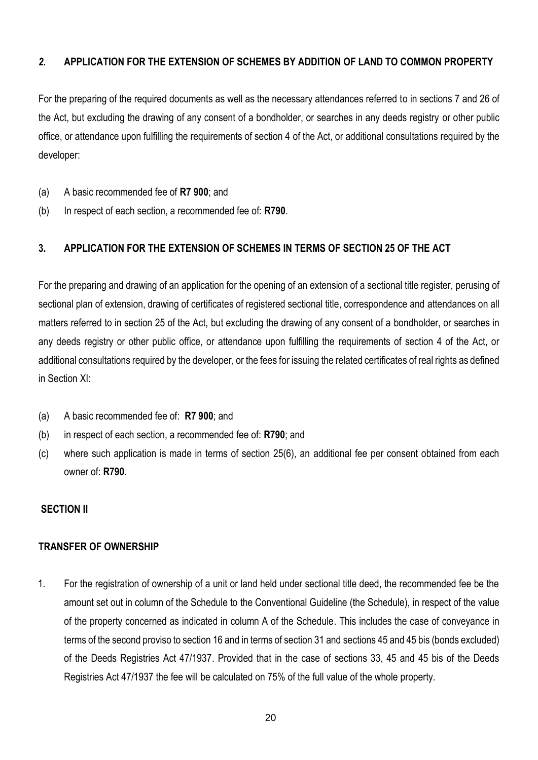## *2.* APPLICATION FOR THE EXTENSION OF SCHEMES BY ADDITION OF LAND TO COMMON PROPERTY

For the preparing of the required documents as well as the necessary attendances referred to in sections 7 and 26 of the Act, but excluding the drawing of any consent of a bondholder, or searches in any deeds registry or other public office, or attendance upon fulfilling the requirements of section 4 of the Act, or additional consultations required by the developer:

(a) A basic recommended fee of **R7 900**; and

(b) In respect of each section, a recommended fee of: **R790**.

## 3. APPLICATION FOR THE EXTENSION OF SCHEMES IN TERMS OF SECTION 25 OF THE ACT

For the preparing and drawing of an application for the opening of an extension of a sectional title register, perusing of sectional plan of extension, drawing of certificates of registered sectional title, correspondence and attendances on all matters referred to in section 25 of the Act, but excluding the drawing of any consent of a bondholder, or searches in any deeds registry or other public office, or attendance upon fulfilling the requirements of section 4 of the Act, or additional consultations required by the developer, or the fees for issuing the related certificates of real rights as defined in Section XI:

(a) A basic recommended fee of: **R7 900**; and

(b) in respect of each section, a recommended fee of: **R790**; and

(c) where such application is made in terms of section 25(6), an additional fee per consent obtained from each owner of: **R790**.

## SECTION II

## TRANSFER OF OWNERSHIP

1. For the registration of ownership of a unit or land held under sectional title deed, the recommended fee be the amount set out in column of the Schedule to the Conventional Guideline (the Schedule), in respect of the value of the property concerned as indicated in column A of the Schedule. This includes the case of conveyance in terms of the second proviso to section 16 and in terms of section 31 and sections 45 and 45 bis (bonds excluded) of the Deeds Registries Act 47/1937. Provided that in the case of sections 33, 45 and 45 bis of the Deeds Registries Act 47/1937 the fee will be calculated on 75% of the full value of the whole property.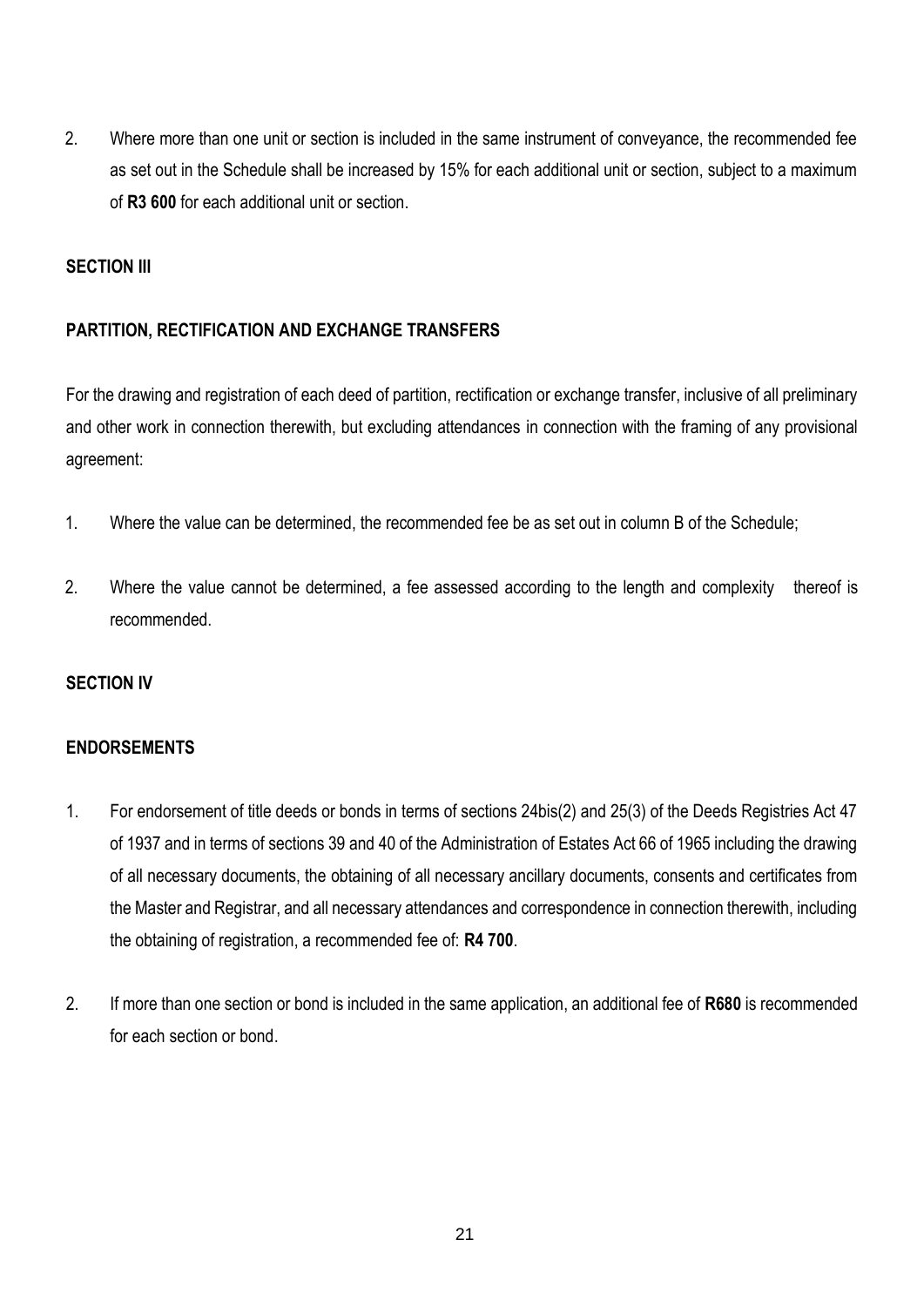2. Where more than one unit or section is included in the same instrument of conveyance, the recommended fee as set out in the Schedule shall be increased by 15% for each additional unit or section, subject to a maximum of **R3 600** for each additional unit or section.

## SECTION III

## PARTITION, RECTIFICATION AND EXCHANGE TRANSFERS

For the drawing and registration of each deed of partition, rectification or exchange transfer, inclusive of all preliminary and other work in connection therewith, but excluding attendances in connection with the framing of any provisional agreement:

1. Where the value can be determined, the recommended fee be as set out in column B of the Schedule;

2. Where the value cannot be determined, a fee assessed according to the length and complexity thereof is recommended.

## SECTION IV

## ENDORSEMENTS

1. For endorsement of title deeds or bonds in terms of sections 24bis(2) and 25(3) of the Deeds Registries Act 47 of 1937 and in terms of sections 39 and 40 of the Administration of Estates Act 66 of 1965 including the drawing of all necessary documents, the obtaining of all necessary ancillary documents, consents and certificates from the Master and Registrar, and all necessary attendances and correspondence in connection therewith, including the obtaining of registration, a recommended fee of: **R4 700**.

2. If more than one section or bond is included in the same application, an additional fee of **R680** is recommended for each section or bond.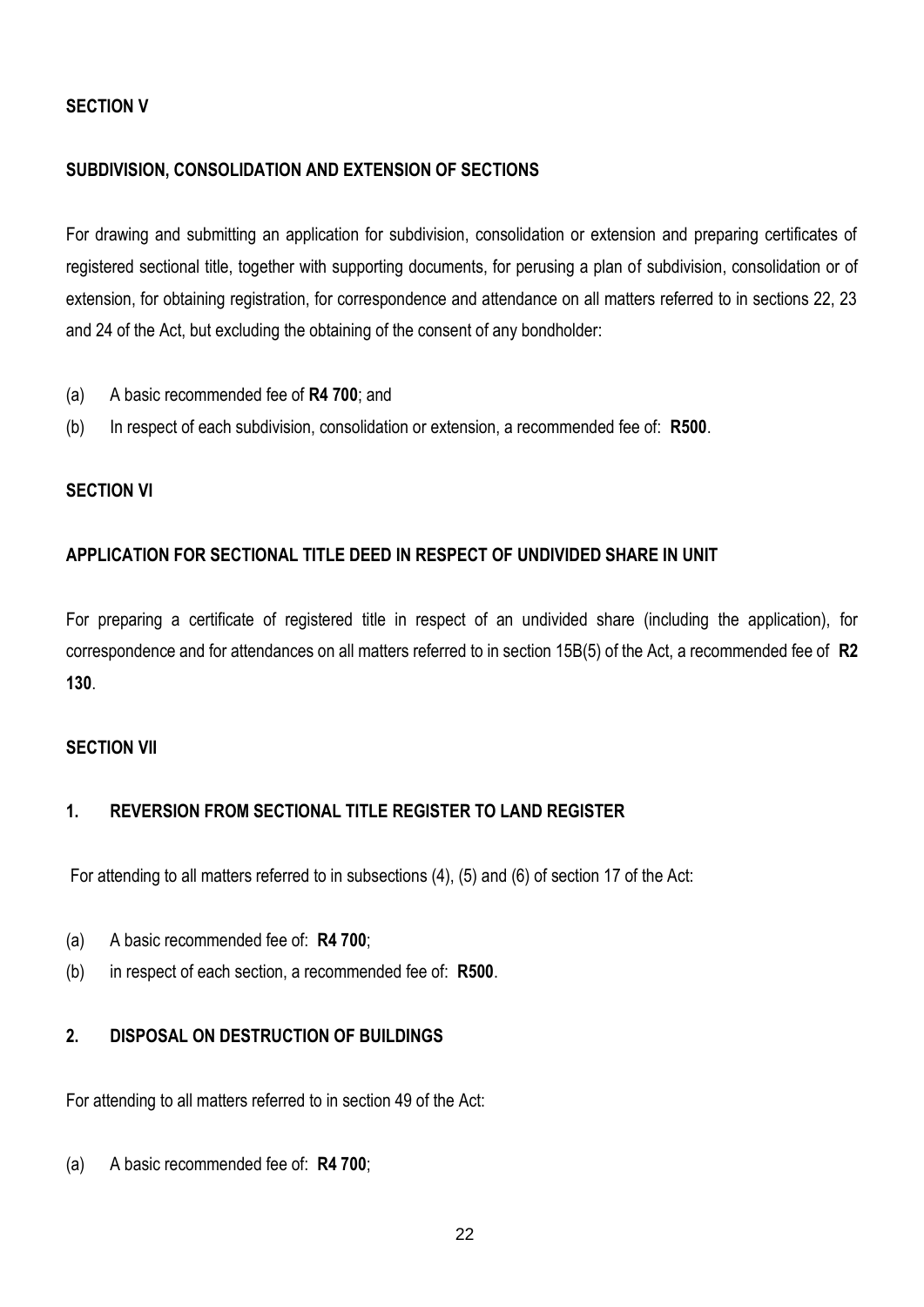## SECTION V

### SUBDIVISION, CONSOLIDATION AND EXTENSION OF SECTIONS

For drawing and submitting an application for subdivision, consolidation or extension and preparing certificates of registered sectional title, together with supporting documents, for perusing a plan of subdivision, consolidation or of extension, for obtaining registration, for correspondence and attendance on all matters referred to in sections 22, 23 and 24 of the Act, but excluding the obtaining of the consent of any bondholder:

(a) A basic recommended fee of **R4 700**; and

(b) In respect of each subdivision, consolidation or extension, a recommended fee of: **R500**.

## SECTION VI

### APPLICATION FOR SECTIONAL TITLE DEED IN RESPECT OF UNDIVIDED SHARE IN UNIT

For preparing a certificate of registered title in respect of an undivided share (including the application), for correspondence and for attendances on all matters referred to in section 15B(5) of the Act, a recommended fee of **R2 130**.

## SECTION VII

### 1. REVERSION FROM SECTIONAL TITLE REGISTER TO LAND REGISTER

For attending to all matters referred to in subsections (4), (5) and (6) of section 17 of the Act:

(a) A basic recommended fee of: **R4 700**;

(b) in respect of each section, a recommended fee of: **R500**.

### 2. DISPOSAL ON DESTRUCTION OF BUILDINGS

For attending to all matters referred to in section 49 of the Act:

(a) A basic recommended fee of: **R4 700**;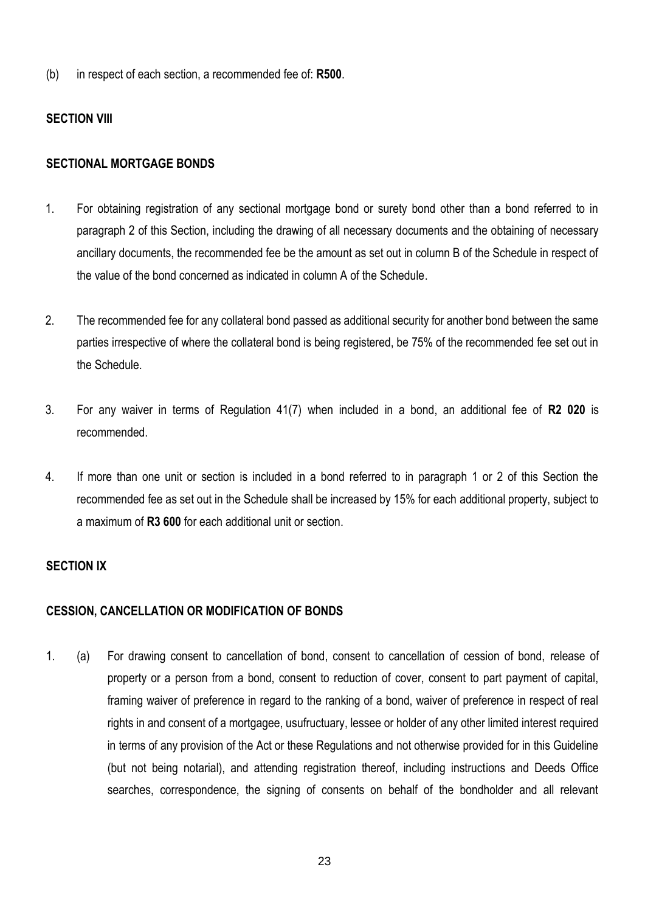(b) in respect of each section, a recommended fee of: **R500**.

**SECTION VIII**

**SECTIONAL MORTGAGE BONDS**

1. For obtaining registration of any sectional mortgage bond or surety bond other than a bond referred to in paragraph 2 of this Section, including the drawing of all necessary documents and the obtaining of necessary ancillary documents, the recommended fee be the amount as set out in column B of the Schedule in respect of the value of the bond concerned as indicated in column A of the Schedule.

2. The recommended fee for any collateral bond passed as additional security for another bond between the same parties irrespective of where the collateral bond is being registered, be 75% of the recommended fee set out in the Schedule.

3. For any waiver in terms of Regulation 41(7) when included in a bond, an additional fee of **R2 020** is recommended.

4. If more than one unit or section is included in a bond referred to in paragraph 1 or 2 of this Section the recommended fee as set out in the Schedule shall be increased by 15% for each additional property, subject to a maximum of **R3 600** for each additional unit or section.

**SECTION IX**

**CESSION, CANCELLATION OR MODIFICATION OF BONDS**

1. (a) For drawing consent to cancellation of bond, consent to cancellation of cession of bond, release of property or a person from a bond, consent to reduction of cover, consent to part payment of capital, framing waiver of preference in regard to the ranking of a bond, waiver of preference in respect of real rights in and consent of a mortgagee, usufructuary, lessee or holder of any other limited interest required in terms of any provision of the Act or these Regulations and not otherwise provided for in this Guideline (but not being notarial), and attending registration thereof, including instructions and Deeds Office searches, correspondence, the signing of consents on behalf of the bondholder and all relevant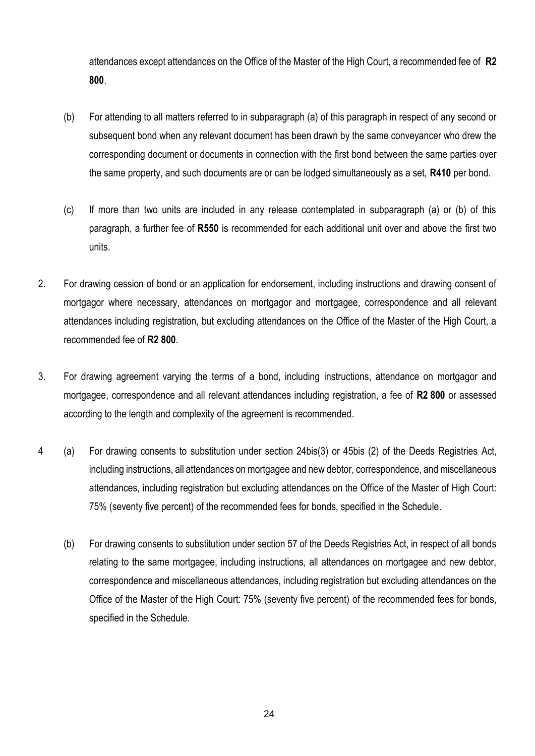attendances except attendances on the Office of the Master of the High Court, a recommended fee of **R2 800**.

(b) For attending to all matters referred to in subparagraph (a) of this paragraph in respect of any second or subsequent bond when any relevant document has been drawn by the same conveyancer who drew the corresponding document or documents in connection with the first bond between the same parties over the same property, and such documents are or can be lodged simultaneously as a set, **R410** per bond.

(c) If more than two units are included in any release contemplated in subparagraph (a) or (b) of this paragraph, a further fee of **R550** is recommended for each additional unit over and above the first two units.

2. For drawing cession of bond or an application for endorsement, including instructions and drawing consent of mortgagor where necessary, attendances on mortgagor and mortgagee, correspondence and all relevant attendances including registration, but excluding attendances on the Office of the Master of the High Court, a recommended fee of **R2 800**.

3. For drawing agreement varying the terms of a bond, including instructions, attendance on mortgagor and mortgagee, correspondence and all relevant attendances including registration, a fee of **R2 800** or assessed according to the length and complexity of the agreement is recommended.

4 (a) For drawing consents to substitution under section 24bis(3) or 45bis (2) of the Deeds Registries Act, including instructions, all attendances on mortgagee and new debtor, correspondence, and miscellaneous attendances, including registration but excluding attendances on the Office of the Master of High Court: 75% (seventy five percent) of the recommended fees for bonds, specified in the Schedule.

(b) For drawing consents to substitution under section 57 of the Deeds Registries Act, in respect of all bonds relating to the same mortgagee, including instructions, all attendances on mortgagee and new debtor, correspondence and miscellaneous attendances, including registration but excluding attendances on the Office of the Master of the High Court: 75% (seventy five percent) of the recommended fees for bonds, specified in the Schedule.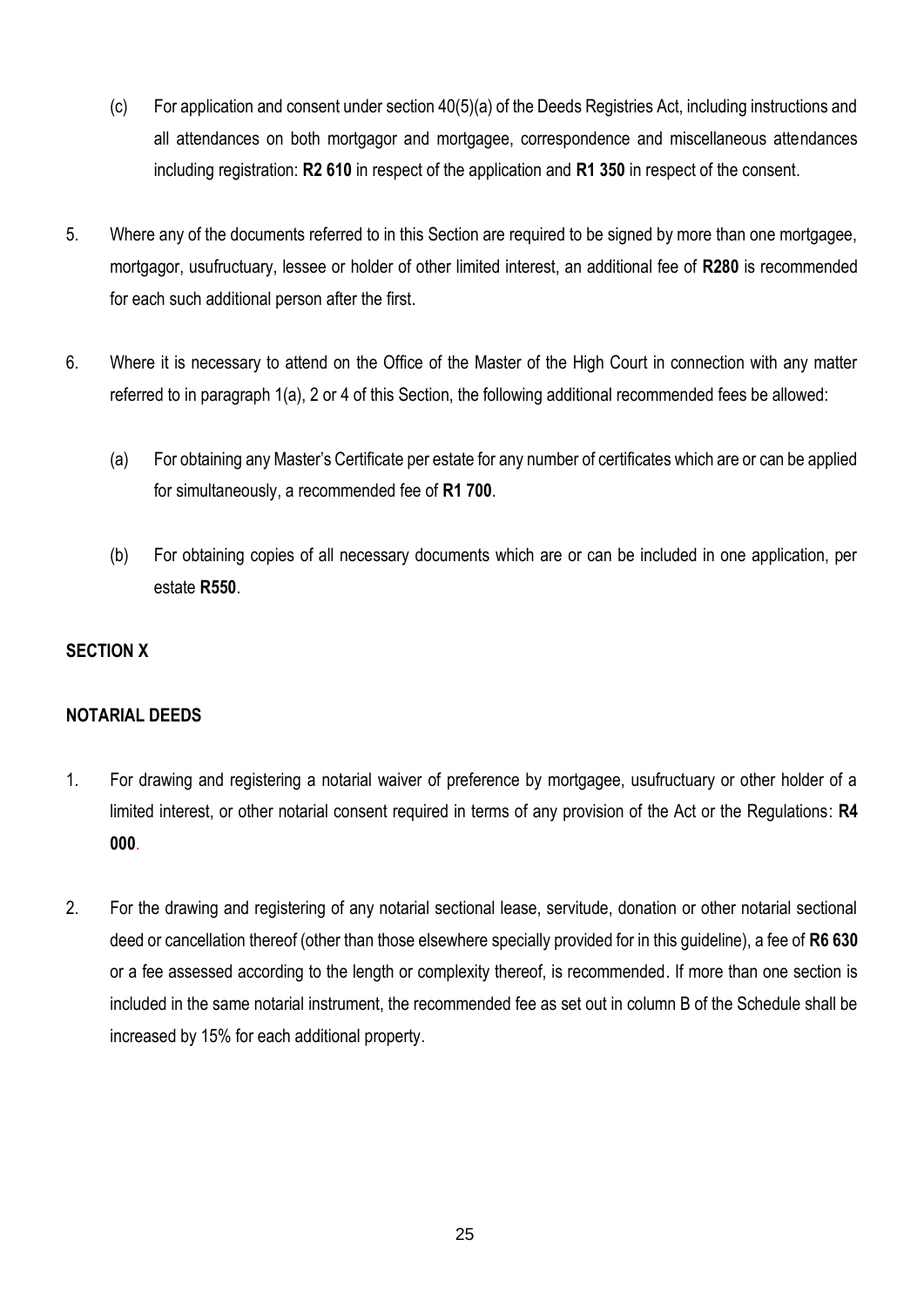(c) For application and consent under section 40(5)(a) of the Deeds Registries Act, including instructions and all attendances on both mortgagor and mortgagee, correspondence and miscellaneous attendances including registration: **R2 610** in respect of the application and **R1 350** in respect of the consent.

5. Where any of the documents referred to in this Section are required to be signed by more than one mortgagee, mortgagor, usufructuary, lessee or holder of other limited interest, an additional fee of **R280** is recommended for each such additional person after the first.

6. Where it is necessary to attend on the Office of the Master of the High Court in connection with any matter referred to in paragraph 1(a), 2 or 4 of this Section, the following additional recommended fees be allowed:

   (a) For obtaining any Master's Certificate per estate for any number of certificates which are or can be applied for simultaneously, a recommended fee of **R1 700**.

   (b) For obtaining copies of all necessary documents which are or can be included in one application, per estate **R550**.

## SECTION X

## NOTARIAL DEEDS

1. For drawing and registering a notarial waiver of preference by mortgagee, usufructuary or other holder of a limited interest, or other notarial consent required in terms of any provision of the Act or the Regulations: **R4 000**.

2. For the drawing and registering of any notarial sectional lease, servitude, donation or other notarial sectional deed or cancellation thereof (other than those elsewhere specially provided for in this guideline), a fee of **R6 630** or a fee assessed according to the length or complexity thereof, is recommended. If more than one section is included in the same notarial instrument, the recommended fee as set out in column B of the Schedule shall be increased by 15% for each additional property.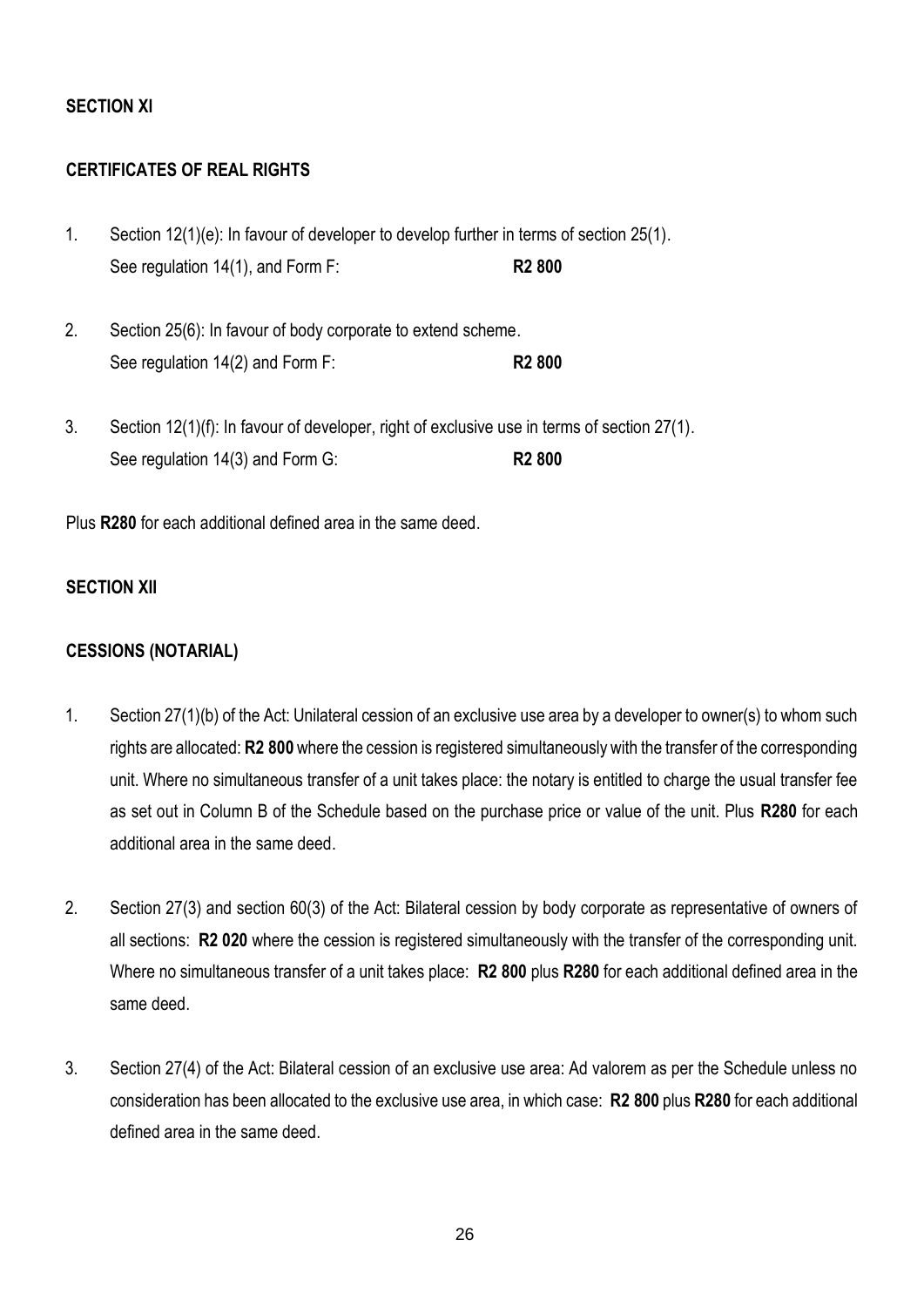## SECTION XI

### CERTIFICATES OF REAL RIGHTS

1. Section 12(1)(e): In favour of developer to develop further in terms of section 25(1).
   See regulation 14(1), and Form F: **R2 800**

2. Section 25(6): In favour of body corporate to extend scheme.
   See regulation 14(2) and Form F: **R2 800**

3. Section 12(1)(f): In favour of developer, right of exclusive use in terms of section 27(1).
   See regulation 14(3) and Form G: **R2 800**

Plus **R280** for each additional defined area in the same deed.

## SECTION XII

### CESSIONS (NOTARIAL)

1. Section 27(1)(b) of the Act: Unilateral cession of an exclusive use area by a developer to owner(s) to whom such rights are allocated: **R2 800** where the cession is registered simultaneously with the transfer of the corresponding unit. Where no simultaneous transfer of a unit takes place: the notary is entitled to charge the usual transfer fee as set out in Column B of the Schedule based on the purchase price or value of the unit. Plus **R280** for each additional area in the same deed.

2. Section 27(3) and section 60(3) of the Act: Bilateral cession by body corporate as representative of owners of all sections: **R2 020** where the cession is registered simultaneously with the transfer of the corresponding unit. Where no simultaneous transfer of a unit takes place: **R2 800** plus **R280** for each additional defined area in the same deed.

3. Section 27(4) of the Act: Bilateral cession of an exclusive use area: Ad valorem as per the Schedule unless no consideration has been allocated to the exclusive use area, in which case: **R2 800** plus **R280** for each additional defined area in the same deed.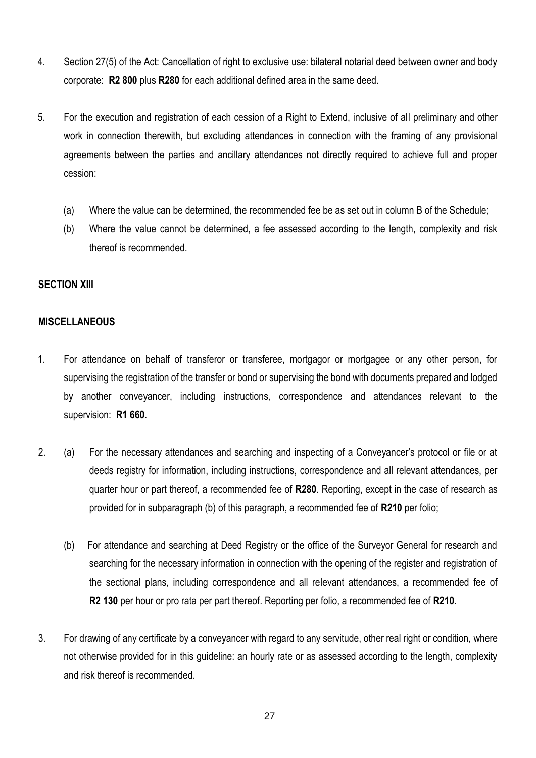4. Section 27(5) of the Act: Cancellation of right to exclusive use: bilateral notarial deed between owner and body corporate: **R2 800** plus **R280** for each additional defined area in the same deed.

5. For the execution and registration of each cession of a Right to Extend, inclusive of all preliminary and other work in connection therewith, but excluding attendances in connection with the framing of any provisional agreements between the parties and ancillary attendances not directly required to achieve full and proper cession:

   (a) Where the value can be determined, the recommended fee be as set out in column B of the Schedule;

   (b) Where the value cannot be determined, a fee assessed according to the length, complexity and risk thereof is recommended.

**SECTION XIII**

**MISCELLANEOUS**

1. For attendance on behalf of transferor or transferee, mortgagor or mortgagee or any other person, for supervising the registration of the transfer or bond or supervising the bond with documents prepared and lodged by another conveyancer, including instructions, correspondence and attendances relevant to the supervision: **R1 660**.

2. (a) For the necessary attendances and searching and inspecting of a Conveyancer's protocol or file or at deeds registry for information, including instructions, correspondence and all relevant attendances, per quarter hour or part thereof, a recommended fee of **R280**. Reporting, except in the case of research as provided for in subparagraph (b) of this paragraph, a recommended fee of **R210** per folio;

   (b) For attendance and searching at Deed Registry or the office of the Surveyor General for research and searching for the necessary information in connection with the opening of the register and registration of the sectional plans, including correspondence and all relevant attendances, a recommended fee of **R2 130** per hour or pro rata per part thereof. Reporting per folio, a recommended fee of **R210**.

3. For drawing of any certificate by a conveyancer with regard to any servitude, other real right or condition, where not otherwise provided for in this guideline: an hourly rate or as assessed according to the length, complexity and risk thereof is recommended.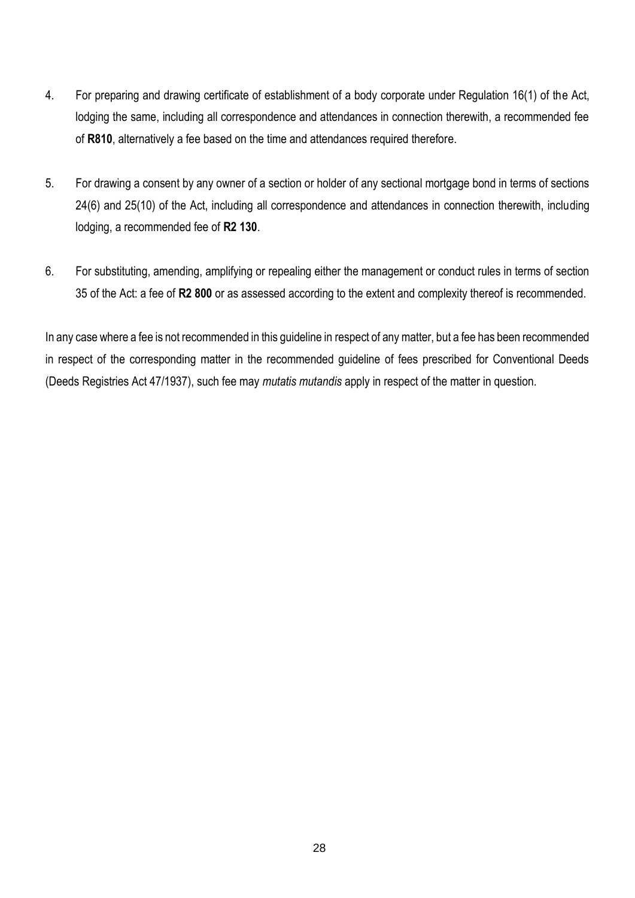4. For preparing and drawing certificate of establishment of a body corporate under Regulation 16(1) of the Act, lodging the same, including all correspondence and attendances in connection therewith, a recommended fee of **R810**, alternatively a fee based on the time and attendances required therefore.

5. For drawing a consent by any owner of a section or holder of any sectional mortgage bond in terms of sections 24(6) and 25(10) of the Act, including all correspondence and attendances in connection therewith, including lodging, a recommended fee of **R2 130**.

6. For substituting, amending, amplifying or repealing either the management or conduct rules in terms of section 35 of the Act: a fee of **R2 800** or as assessed according to the extent and complexity thereof is recommended.

In any case where a fee is not recommended in this guideline in respect of any matter, but a fee has been recommended in respect of the corresponding matter in the recommended guideline of fees prescribed for Conventional Deeds (Deeds Registries Act 47/1937), such fee may *mutatis mutandis* apply in respect of the matter in question.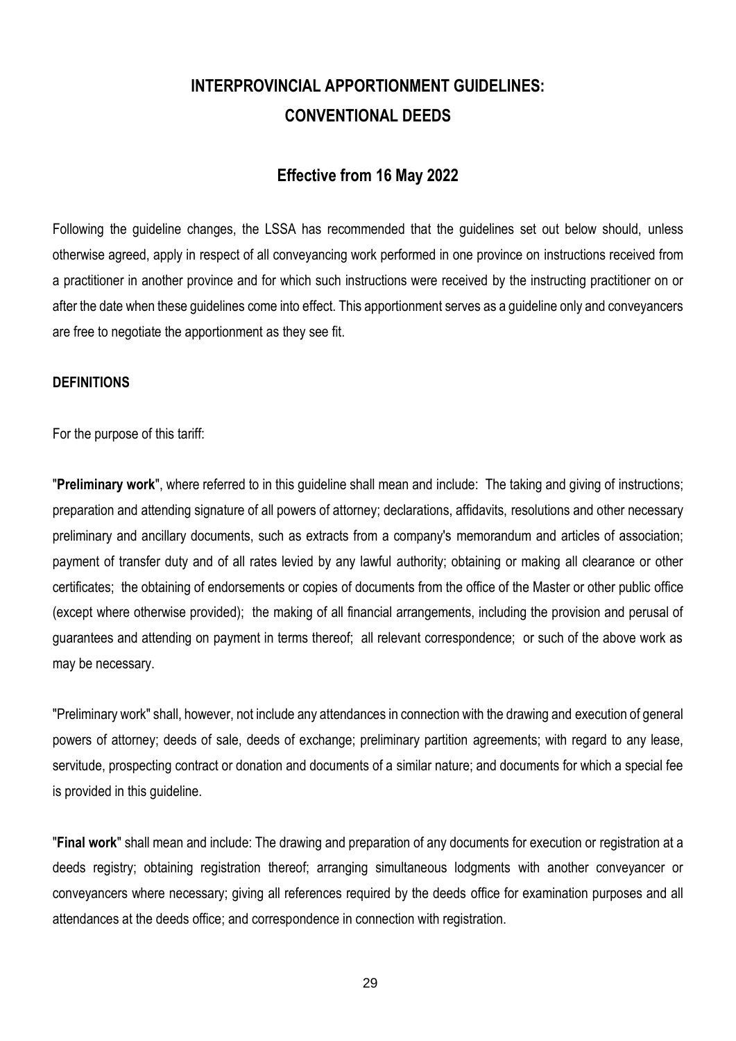# INTERPROVINCIAL APPORTIONMENT GUIDELINES: CONVENTIONAL DEEDS

## Effective from 16 May 2022

Following the guideline changes, the LSSA has recommended that the guidelines set out below should, unless otherwise agreed, apply in respect of all conveyancing work performed in one province on instructions received from a practitioner in another province and for which such instructions were received by the instructing practitioner on or after the date when these guidelines come into effect. This apportionment serves as a guideline only and conveyancers are free to negotiate the apportionment as they see fit.

### DEFINITIONS

For the purpose of this tariff:

"**Preliminary work**", where referred to in this guideline shall mean and include: The taking and giving of instructions; preparation and attending signature of all powers of attorney; declarations, affidavits, resolutions and other necessary preliminary and ancillary documents, such as extracts from a company's memorandum and articles of association; payment of transfer duty and of all rates levied by any lawful authority; obtaining or making all clearance or other certificates; the obtaining of endorsements or copies of documents from the office of the Master or other public office (except where otherwise provided); the making of all financial arrangements, including the provision and perusal of guarantees and attending on payment in terms thereof; all relevant correspondence; or such of the above work as may be necessary.

"Preliminary work" shall, however, not include any attendances in connection with the drawing and execution of general powers of attorney; deeds of sale, deeds of exchange; preliminary partition agreements; with regard to any lease, servitude, prospecting contract or donation and documents of a similar nature; and documents for which a special fee is provided in this guideline.

"**Final work**" shall mean and include: The drawing and preparation of any documents for execution or registration at a deeds registry; obtaining registration thereof; arranging simultaneous lodgments with another conveyancer or conveyancers where necessary; giving all references required by the deeds office for examination purposes and all attendances at the deeds office; and correspondence in connection with registration.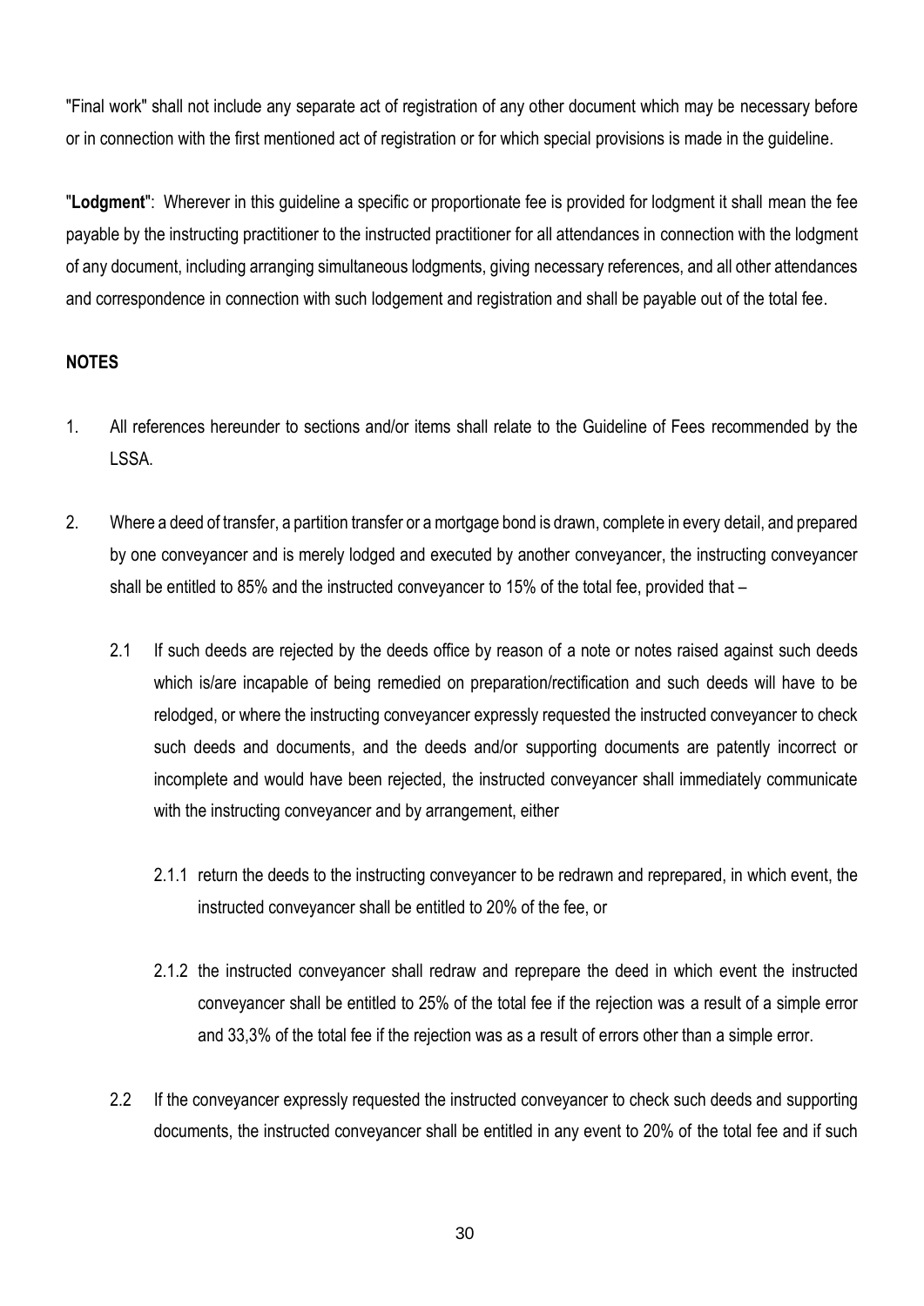"Final work" shall not include any separate act of registration of any other document which may be necessary before or in connection with the first mentioned act of registration or for which special provisions is made in the guideline.

"**Lodgment**": Wherever in this guideline a specific or proportionate fee is provided for lodgment it shall mean the fee payable by the instructing practitioner to the instructed practitioner for all attendances in connection with the lodgment of any document, including arranging simultaneous lodgments, giving necessary references, and all other attendances and correspondence in connection with such lodgement and registration and shall be payable out of the total fee.

**NOTES**

1. All references hereunder to sections and/or items shall relate to the Guideline of Fees recommended by the LSSA.

2. Where a deed of transfer, a partition transfer or a mortgage bond is drawn, complete in every detail, and prepared by one conveyancer and is merely lodged and executed by another conveyancer, the instructing conveyancer shall be entitled to 85% and the instructed conveyancer to 15% of the total fee, provided that –

   2.1 If such deeds are rejected by the deeds office by reason of a note or notes raised against such deeds which is/are incapable of being remedied on preparation/rectification and such deeds will have to be relodged, or where the instructing conveyancer expressly requested the instructed conveyancer to check such deeds and documents, and the deeds and/or supporting documents are patently incorrect or incomplete and would have been rejected, the instructed conveyancer shall immediately communicate with the instructing conveyancer and by arrangement, either

      2.1.1 return the deeds to the instructing conveyancer to be redrawn and reprepared, in which event, the instructed conveyancer shall be entitled to 20% of the fee, or

      2.1.2 the instructed conveyancer shall redraw and reprepare the deed in which event the instructed conveyancer shall be entitled to 25% of the total fee if the rejection was a result of a simple error and 33,3% of the total fee if the rejection was as a result of errors other than a simple error.

   2.2 If the conveyancer expressly requested the instructed conveyancer to check such deeds and supporting documents, the instructed conveyancer shall be entitled in any event to 20% of the total fee and if such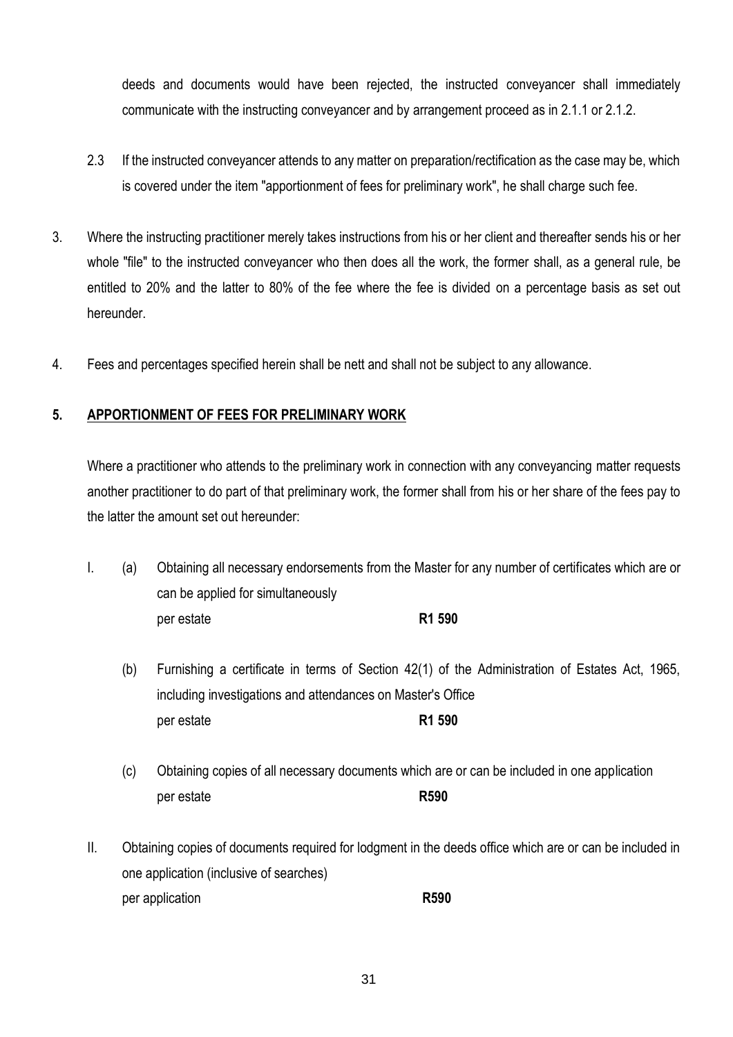deeds and documents would have been rejected, the instructed conveyancer shall immediately communicate with the instructing conveyancer and by arrangement proceed as in 2.1.1 or 2.1.2.

2.3 If the instructed conveyancer attends to any matter on preparation/rectification as the case may be, which is covered under the item "apportionment of fees for preliminary work", he shall charge such fee.

3. Where the instructing practitioner merely takes instructions from his or her client and thereafter sends his or her whole "file" to the instructed conveyancer who then does all the work, the former shall, as a general rule, be entitled to 20% and the latter to 80% of the fee where the fee is divided on a percentage basis as set out hereunder.

4. Fees and percentages specified herein shall be nett and shall not be subject to any allowance.

**5. <u>APPORTIONMENT OF FEES FOR PRELIMINARY WORK</u>**

Where a practitioner who attends to the preliminary work in connection with any conveyancing matter requests another practitioner to do part of that preliminary work, the former shall from his or her share of the fees pay to the latter the amount set out hereunder:

I. (a) Obtaining all necessary endorsements from the Master for any number of certificates which are or can be applied for simultaneously
per estate **R1 590**

(b) Furnishing a certificate in terms of Section 42(1) of the Administration of Estates Act, 1965, including investigations and attendances on Master's Office
per estate **R1 590**

(c) Obtaining copies of all necessary documents which are or can be included in one application
per estate **R590**

II. Obtaining copies of documents required for lodgment in the deeds office which are or can be included in one application (inclusive of searches)
per application **R590**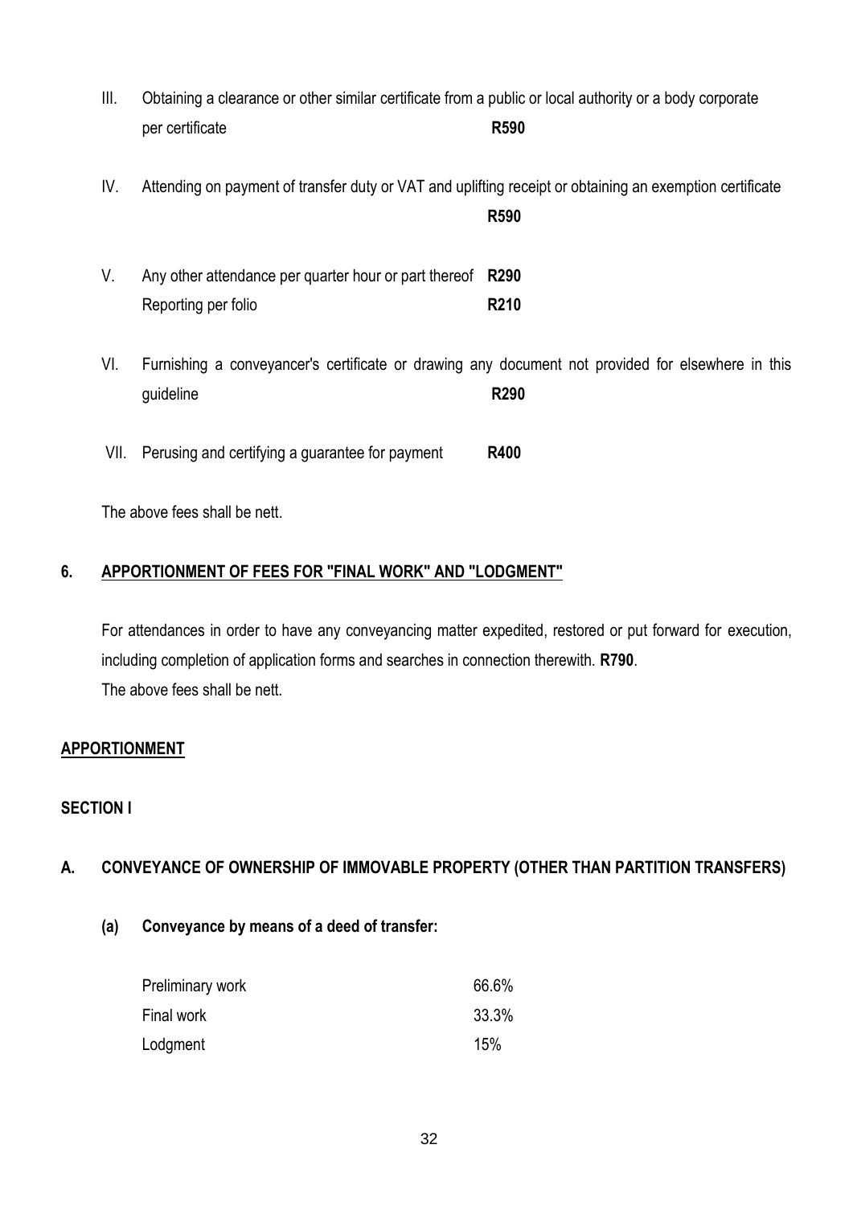III. Obtaining a clearance or other similar certificate from a public or local authority or a body corporate per certificate **R590**

IV. Attending on payment of transfer duty or VAT and uplifting receipt or obtaining an exemption certificate **R590**

V. Any other attendance per quarter hour or part thereof **R290**
Reporting per folio **R210**

VI. Furnishing a conveyancer's certificate or drawing any document not provided for elsewhere in this guideline **R290**

VII. Perusing and certifying a guarantee for payment **R400**

The above fees shall be nett.

## 6. APPORTIONMENT OF FEES FOR "FINAL WORK" AND "LODGMENT"

For attendances in order to have any conveyancing matter expedited, restored or put forward for execution, including completion of application forms and searches in connection therewith. **R790**.
The above fees shall be nett.

## APPORTIONMENT

### SECTION I

### A. CONVEYANCE OF OWNERSHIP OF IMMOVABLE PROPERTY (OTHER THAN PARTITION TRANSFERS)

**(a) Conveyance by means of a deed of transfer:**

| | |
|---|---|
| Preliminary work | 66.6% |
| Final work | 33.3% |
| Lodgment | 15% |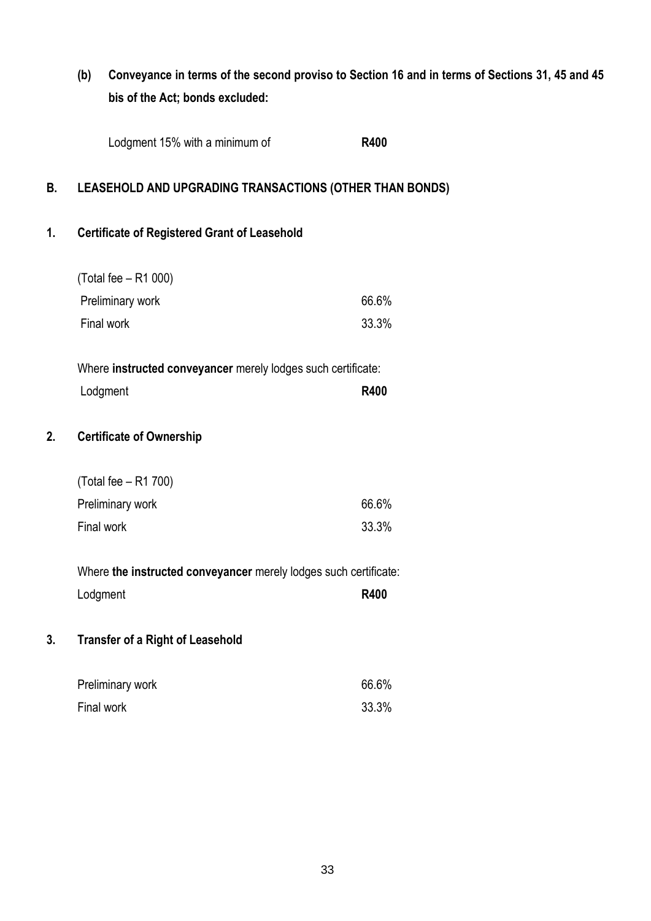**(b) Conveyance in terms of the second proviso to Section 16 and in terms of Sections 31, 45 and 45 bis of the Act; bonds excluded:**

| | |
|---|---|
| Lodgment 15% with a minimum of | **R400** |

## B. LEASEHOLD AND UPGRADING TRANSACTIONS (OTHER THAN BONDS)

### 1. Certificate of Registered Grant of Leasehold

(Total fee – R1 000)

| | |
|---|---|
| Preliminary work | 66.6% |
| Final work | 33.3% |

Where **instructed conveyancer** merely lodges such certificate:

| | |
|---|---|
| Lodgment | **R400** |

### 2. Certificate of Ownership

(Total fee – R1 700)

| | |
|---|---|
| Preliminary work | 66.6% |
| Final work | 33.3% |

Where **the instructed conveyancer** merely lodges such certificate:

| | |
|---|---|
| Lodgment | **R400** |

### 3. Transfer of a Right of Leasehold

| | |
|---|---|
| Preliminary work | 66.6% |
| Final work | 33.3% |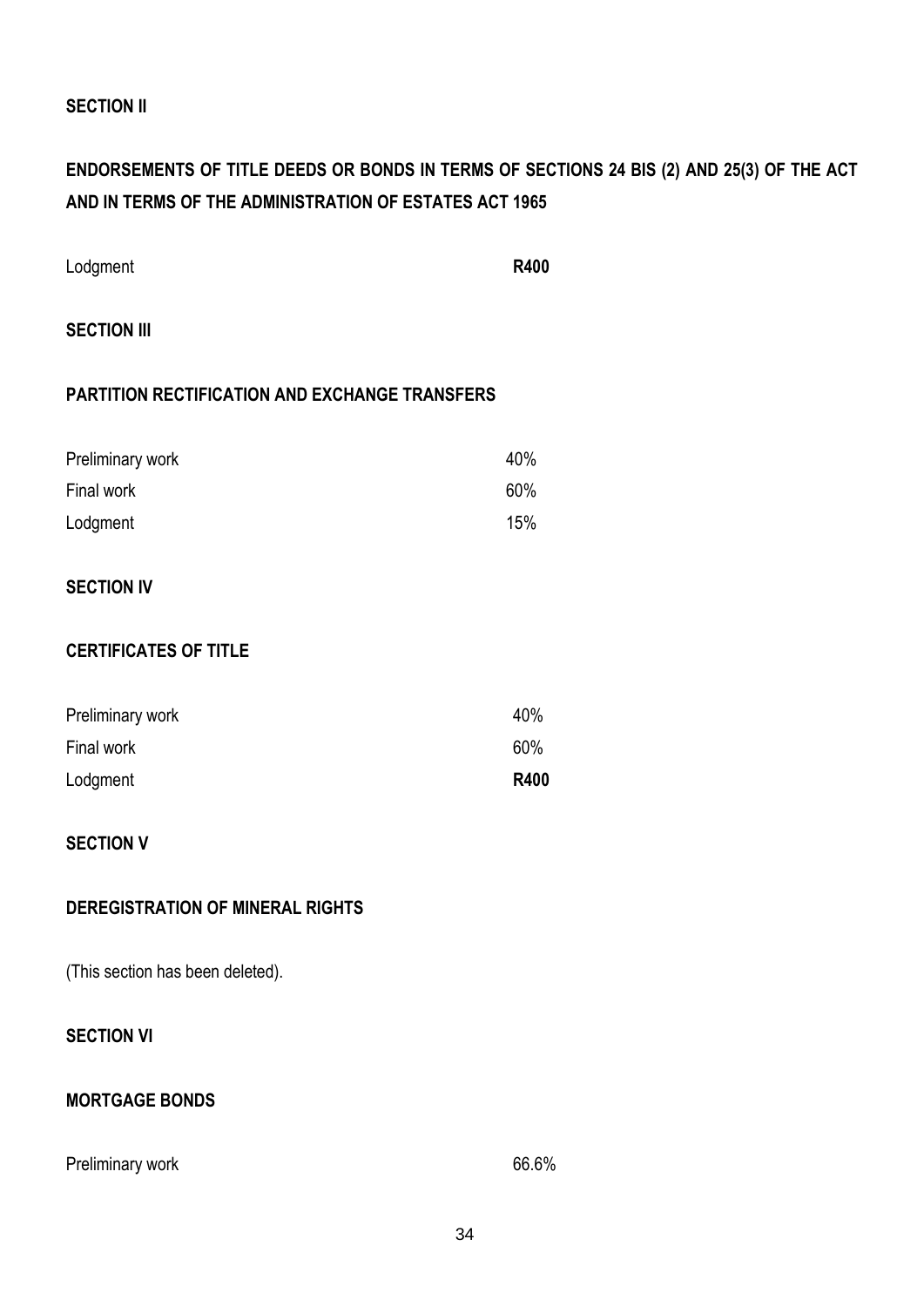**SECTION II**

**ENDORSEMENTS OF TITLE DEEDS OR BONDS IN TERMS OF SECTIONS 24 BIS (2) AND 25(3) OF THE ACT AND IN TERMS OF THE ADMINISTRATION OF ESTATES ACT 1965**

| | |
|---|---|
| Lodgment | **R400** |

**SECTION III**

**PARTITION RECTIFICATION AND EXCHANGE TRANSFERS**

| | |
|---|---|
| Preliminary work | 40% |
| Final work | 60% |
| Lodgment | 15% |

**SECTION IV**

**CERTIFICATES OF TITLE**

| | |
|---|---|
| Preliminary work | 40% |
| Final work | 60% |
| Lodgment | **R400** |

**SECTION V**

**DEREGISTRATION OF MINERAL RIGHTS**

(This section has been deleted).

**SECTION VI**

**MORTGAGE BONDS**

| | |
|---|---|
| Preliminary work | 66.6% |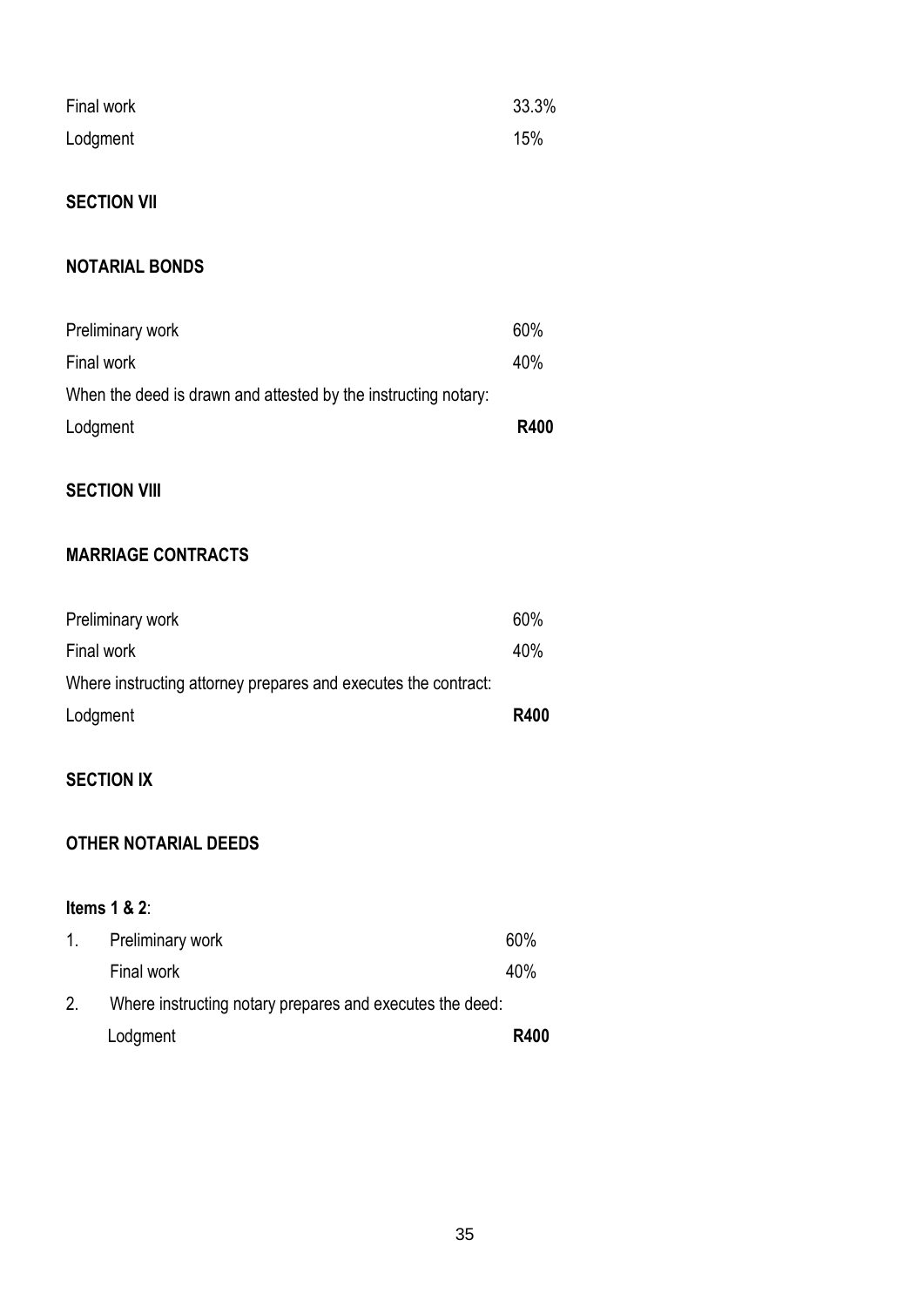| | |
|---|---|
| Final work | 33.3% |
| Lodgment | 15% |

**SECTION VII**

**NOTARIAL BONDS**

| | |
|---|---|
| Preliminary work | 60% |
| Final work | 40% |
| When the deed is drawn and attested by the instructing notary: | |
| Lodgment | **R400** |

**SECTION VIII**

**MARRIAGE CONTRACTS**

| | |
|---|---|
| Preliminary work | 60% |
| Final work | 40% |
| Where instructing attorney prepares and executes the contract: | |
| Lodgment | **R400** |

**SECTION IX**

**OTHER NOTARIAL DEEDS**

**Items 1 & 2**:

| | | |
|---|---|---|
| 1. | Preliminary work | 60% |
| | Final work | 40% |
| 2. | Where instructing notary prepares and executes the deed: | |
| | Lodgment | **R400** |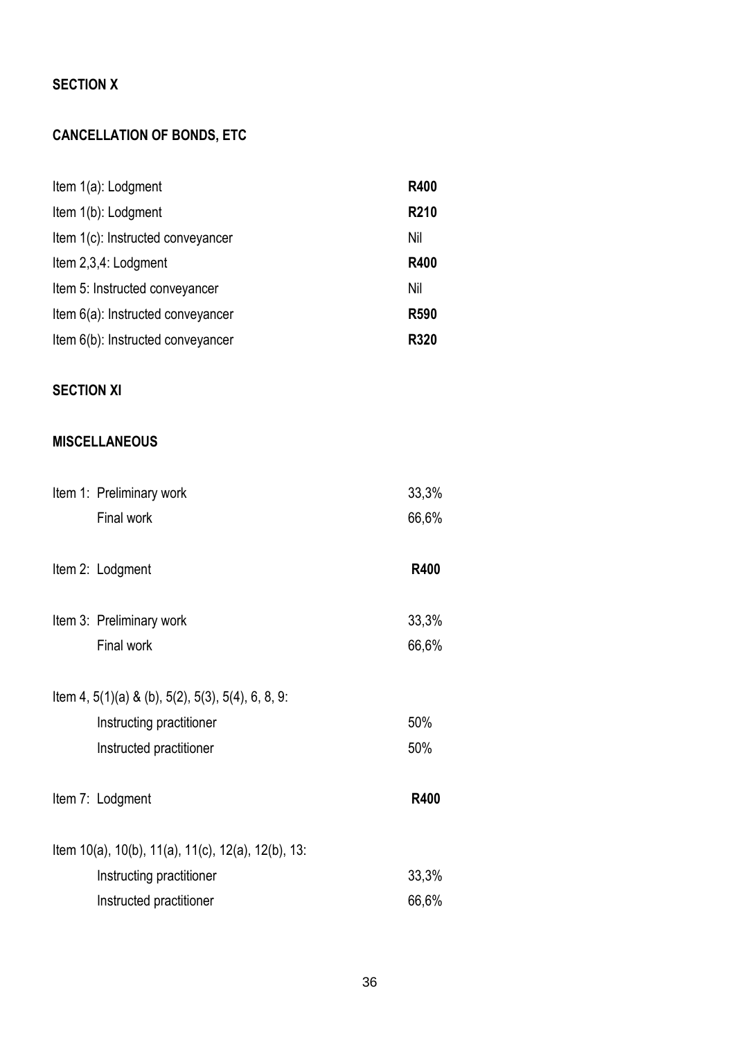## SECTION X

## CANCELLATION OF BONDS, ETC

| | |
|---|---|
| Item 1(a): Lodgment | **R400** |
| Item 1(b): Lodgment | **R210** |
| Item 1(c): Instructed conveyancer | Nil |
| Item 2,3,4: Lodgment | **R400** |
| Item 5: Instructed conveyancer | Nil |
| Item 6(a): Instructed conveyancer | **R590** |
| Item 6(b): Instructed conveyancer | **R320** |

## SECTION XI

## MISCELLANEOUS

| | |
|---|---|
| Item 1: Preliminary work | 33,3% |
| Final work | 66,6% |
| Item 2: Lodgment | **R400** |
| Item 3: Preliminary work | 33,3% |
| Final work | 66,6% |
| Item 4, 5(1)(a) & (b), 5(2), 5(3), 5(4), 6, 8, 9: | |
| Instructing practitioner | 50% |
| Instructed practitioner | 50% |
| Item 7: Lodgment | **R400** |
| Item 10(a), 10(b), 11(a), 11(c), 12(a), 12(b), 13: | |
| Instructing practitioner | 33,3% |
| Instructed practitioner | 66,6% |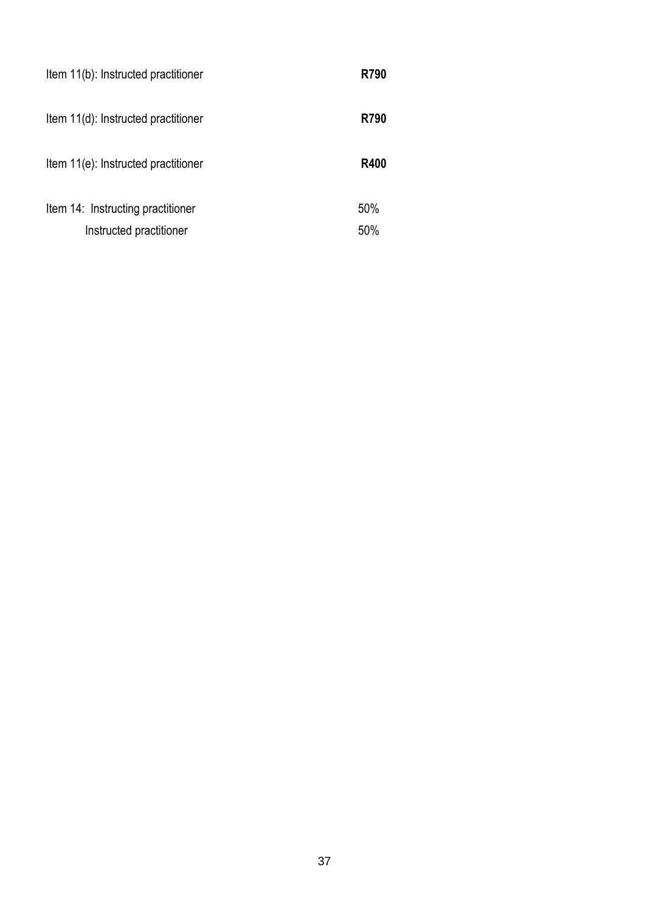| | |
|---|---|
| Item 11(b): Instructed practitioner | **R790** |
| Item 11(d): Instructed practitioner | **R790** |
| Item 11(e): Instructed practitioner | **R400** |
| Item 14: Instructing practitioner | 50% |
| Instructed practitioner | 50% |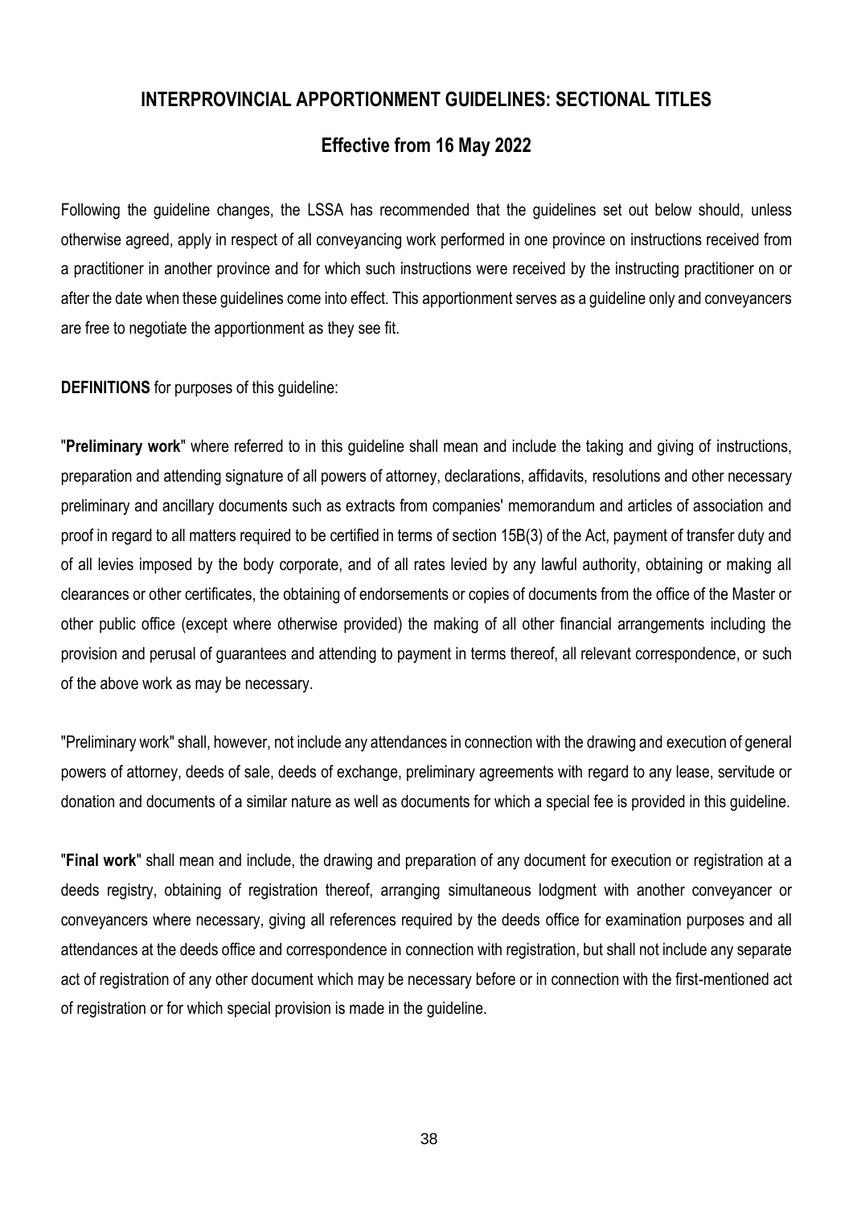## INTERPROVINCIAL APPORTIONMENT GUIDELINES: SECTIONAL TITLES

### Effective from 16 May 2022

Following the guideline changes, the LSSA has recommended that the guidelines set out below should, unless otherwise agreed, apply in respect of all conveyancing work performed in one province on instructions received from a practitioner in another province and for which such instructions were received by the instructing practitioner on or after the date when these guidelines come into effect. This apportionment serves as a guideline only and conveyancers are free to negotiate the apportionment as they see fit.

**DEFINITIONS** for purposes of this guideline:

"**Preliminary work**" where referred to in this guideline shall mean and include the taking and giving of instructions, preparation and attending signature of all powers of attorney, declarations, affidavits, resolutions and other necessary preliminary and ancillary documents such as extracts from companies' memorandum and articles of association and proof in regard to all matters required to be certified in terms of section 15B(3) of the Act, payment of transfer duty and of all levies imposed by the body corporate, and of all rates levied by any lawful authority, obtaining or making all clearances or other certificates, the obtaining of endorsements or copies of documents from the office of the Master or other public office (except where otherwise provided) the making of all other financial arrangements including the provision and perusal of guarantees and attending to payment in terms thereof, all relevant correspondence, or such of the above work as may be necessary.

"Preliminary work" shall, however, not include any attendances in connection with the drawing and execution of general powers of attorney, deeds of sale, deeds of exchange, preliminary agreements with regard to any lease, servitude or donation and documents of a similar nature as well as documents for which a special fee is provided in this guideline.

"**Final work**" shall mean and include, the drawing and preparation of any document for execution or registration at a deeds registry, obtaining of registration thereof, arranging simultaneous lodgment with another conveyancer or conveyancers where necessary, giving all references required by the deeds office for examination purposes and all attendances at the deeds office and correspondence in connection with registration, but shall not include any separate act of registration of any other document which may be necessary before or in connection with the first-mentioned act of registration or for which special provision is made in the guideline.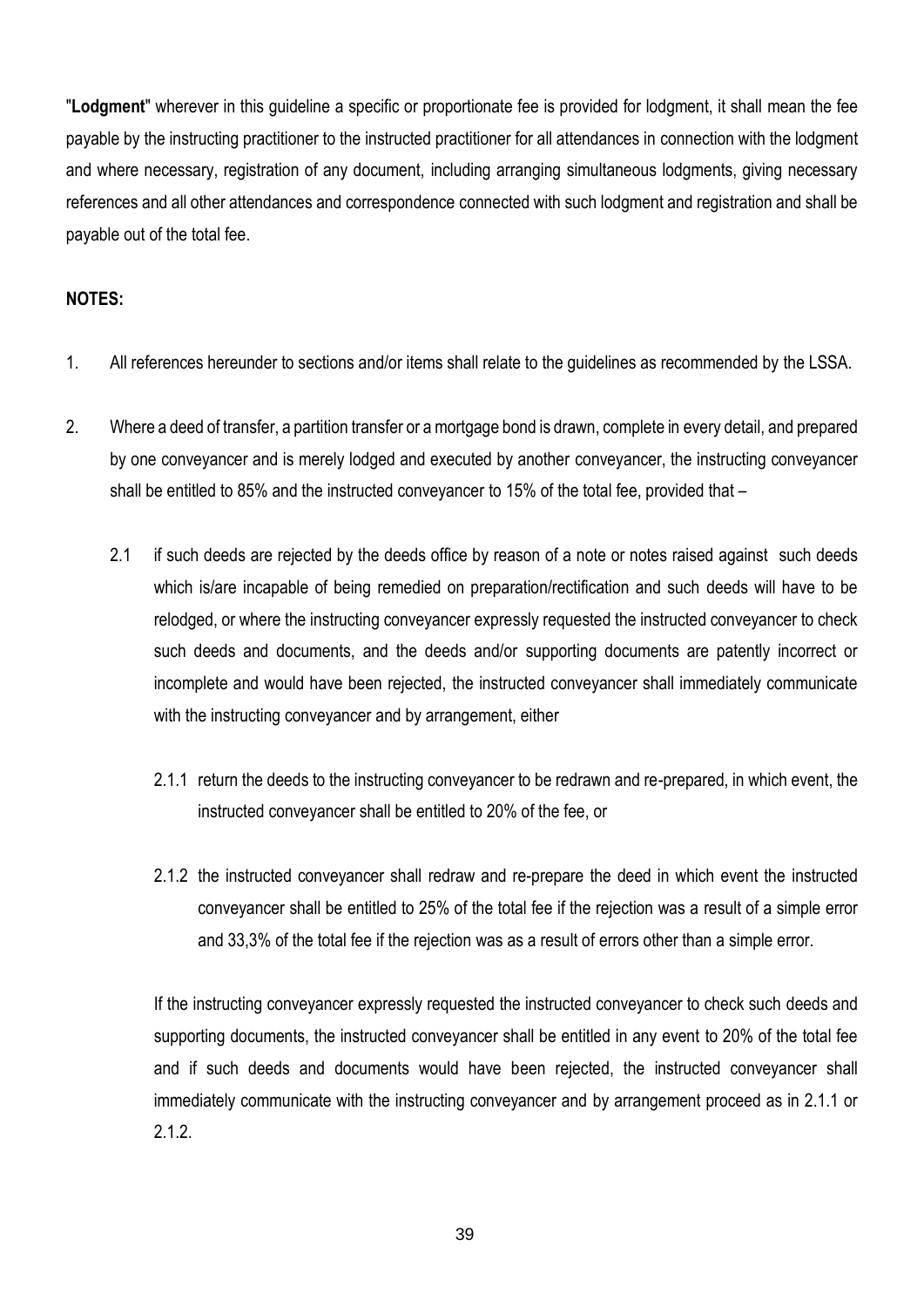"**Lodgment**" wherever in this guideline a specific or proportionate fee is provided for lodgment, it shall mean the fee payable by the instructing practitioner to the instructed practitioner for all attendances in connection with the lodgment and where necessary, registration of any document, including arranging simultaneous lodgments, giving necessary references and all other attendances and correspondence connected with such lodgment and registration and shall be payable out of the total fee.

**NOTES:**

1. All references hereunder to sections and/or items shall relate to the guidelines as recommended by the LSSA.

2. Where a deed of transfer, a partition transfer or a mortgage bond is drawn, complete in every detail, and prepared by one conveyancer and is merely lodged and executed by another conveyancer, the instructing conveyancer shall be entitled to 85% and the instructed conveyancer to 15% of the total fee, provided that –

   2.1 if such deeds are rejected by the deeds office by reason of a note or notes raised against such deeds which is/are incapable of being remedied on preparation/rectification and such deeds will have to be relodged, or where the instructing conveyancer expressly requested the instructed conveyancer to check such deeds and documents, and the deeds and/or supporting documents are patently incorrect or incomplete and would have been rejected, the instructed conveyancer shall immediately communicate with the instructing conveyancer and by arrangement, either

      2.1.1 return the deeds to the instructing conveyancer to be redrawn and re-prepared, in which event, the instructed conveyancer shall be entitled to 20% of the fee, or

      2.1.2 the instructed conveyancer shall redraw and re-prepare the deed in which event the instructed conveyancer shall be entitled to 25% of the total fee if the rejection was a result of a simple error and 33,3% of the total fee if the rejection was as a result of errors other than a simple error.

   If the instructing conveyancer expressly requested the instructed conveyancer to check such deeds and supporting documents, the instructed conveyancer shall be entitled in any event to 20% of the total fee and if such deeds and documents would have been rejected, the instructed conveyancer shall immediately communicate with the instructing conveyancer and by arrangement proceed as in 2.1.1 or 2.1.2.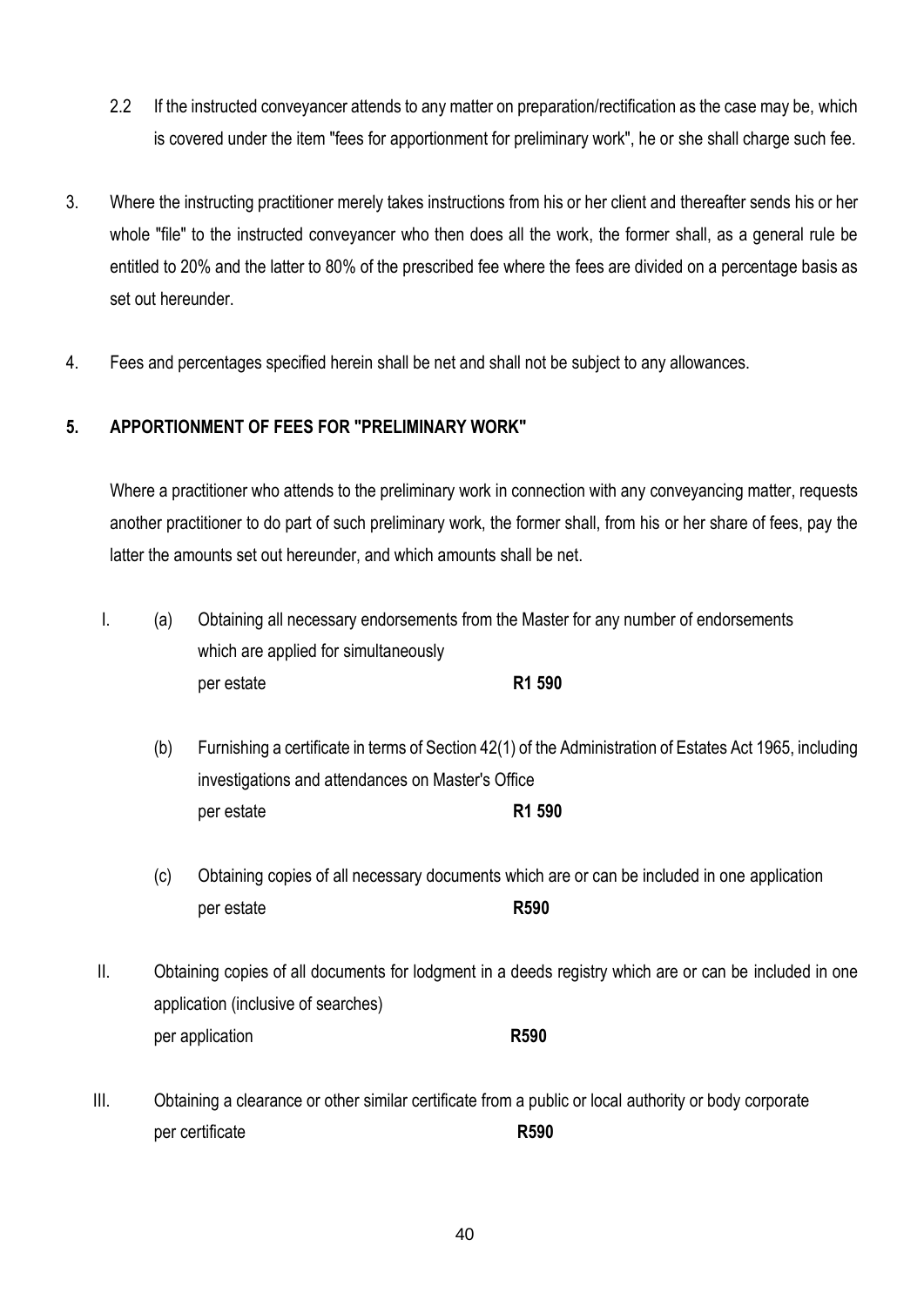2.2 If the instructed conveyancer attends to any matter on preparation/rectification as the case may be, which is covered under the item "fees for apportionment for preliminary work", he or she shall charge such fee.

3. Where the instructing practitioner merely takes instructions from his or her client and thereafter sends his or her whole "file" to the instructed conveyancer who then does all the work, the former shall, as a general rule be entitled to 20% and the latter to 80% of the prescribed fee where the fees are divided on a percentage basis as set out hereunder.

4. Fees and percentages specified herein shall be net and shall not be subject to any allowances.

**5. APPORTIONMENT OF FEES FOR "PRELIMINARY WORK"**

Where a practitioner who attends to the preliminary work in connection with any conveyancing matter, requests another practitioner to do part of such preliminary work, the former shall, from his or her share of fees, pay the latter the amounts set out hereunder, and which amounts shall be net.

I. (a) Obtaining all necessary endorsements from the Master for any number of endorsements which are applied for simultaneously
per estate **R1 590**

(b) Furnishing a certificate in terms of Section 42(1) of the Administration of Estates Act 1965, including investigations and attendances on Master's Office
per estate **R1 590**

(c) Obtaining copies of all necessary documents which are or can be included in one application
per estate **R590**

II. Obtaining copies of all documents for lodgment in a deeds registry which are or can be included in one application (inclusive of searches)
per application **R590**

III. Obtaining a clearance or other similar certificate from a public or local authority or body corporate
per certificate **R590**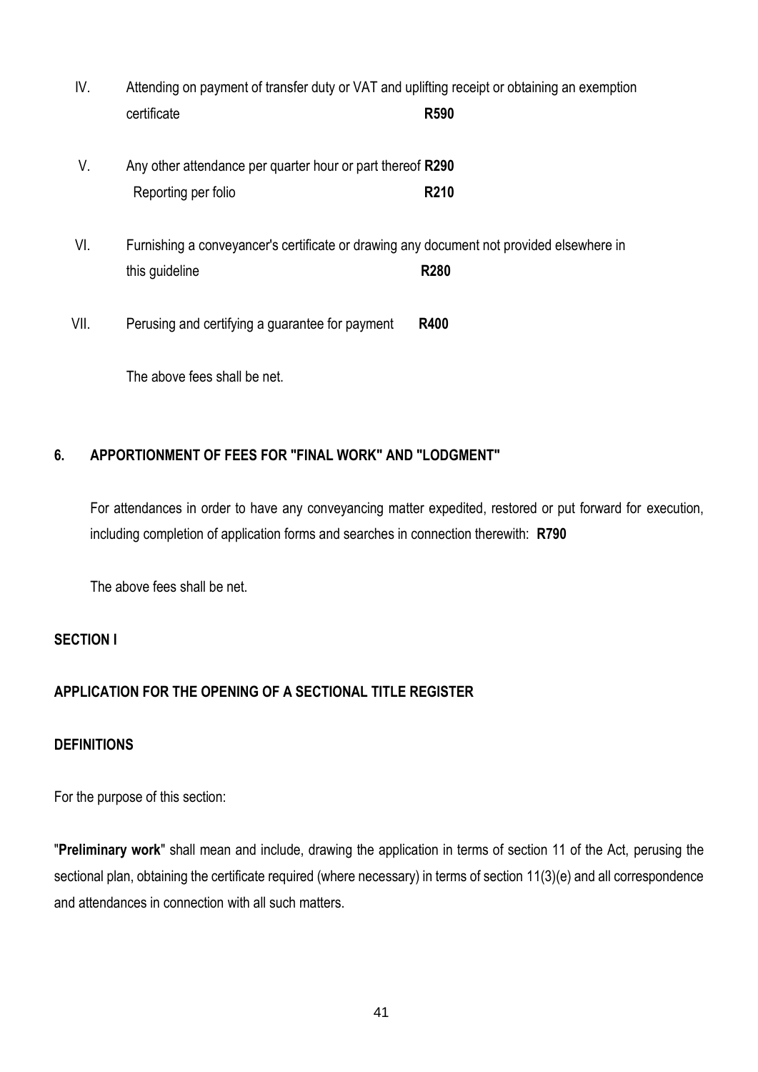IV. Attending on payment of transfer duty or VAT and uplifting receipt or obtaining an exemption certificate **R590**

V. Any other attendance per quarter hour or part thereof **R290**
Reporting per folio **R210**

VI. Furnishing a conveyancer's certificate or drawing any document not provided elsewhere in this guideline **R280**

VII. Perusing and certifying a guarantee for payment **R400**

The above fees shall be net.

## 6. APPORTIONMENT OF FEES FOR "FINAL WORK" AND "LODGMENT"

For attendances in order to have any conveyancing matter expedited, restored or put forward for execution, including completion of application forms and searches in connection therewith: **R790**

The above fees shall be net.

## SECTION I

## APPLICATION FOR THE OPENING OF A SECTIONAL TITLE REGISTER

### DEFINITIONS

For the purpose of this section:

"**Preliminary work**" shall mean and include, drawing the application in terms of section 11 of the Act, perusing the sectional plan, obtaining the certificate required (where necessary) in terms of section 11(3)(e) and all correspondence and attendances in connection with all such matters.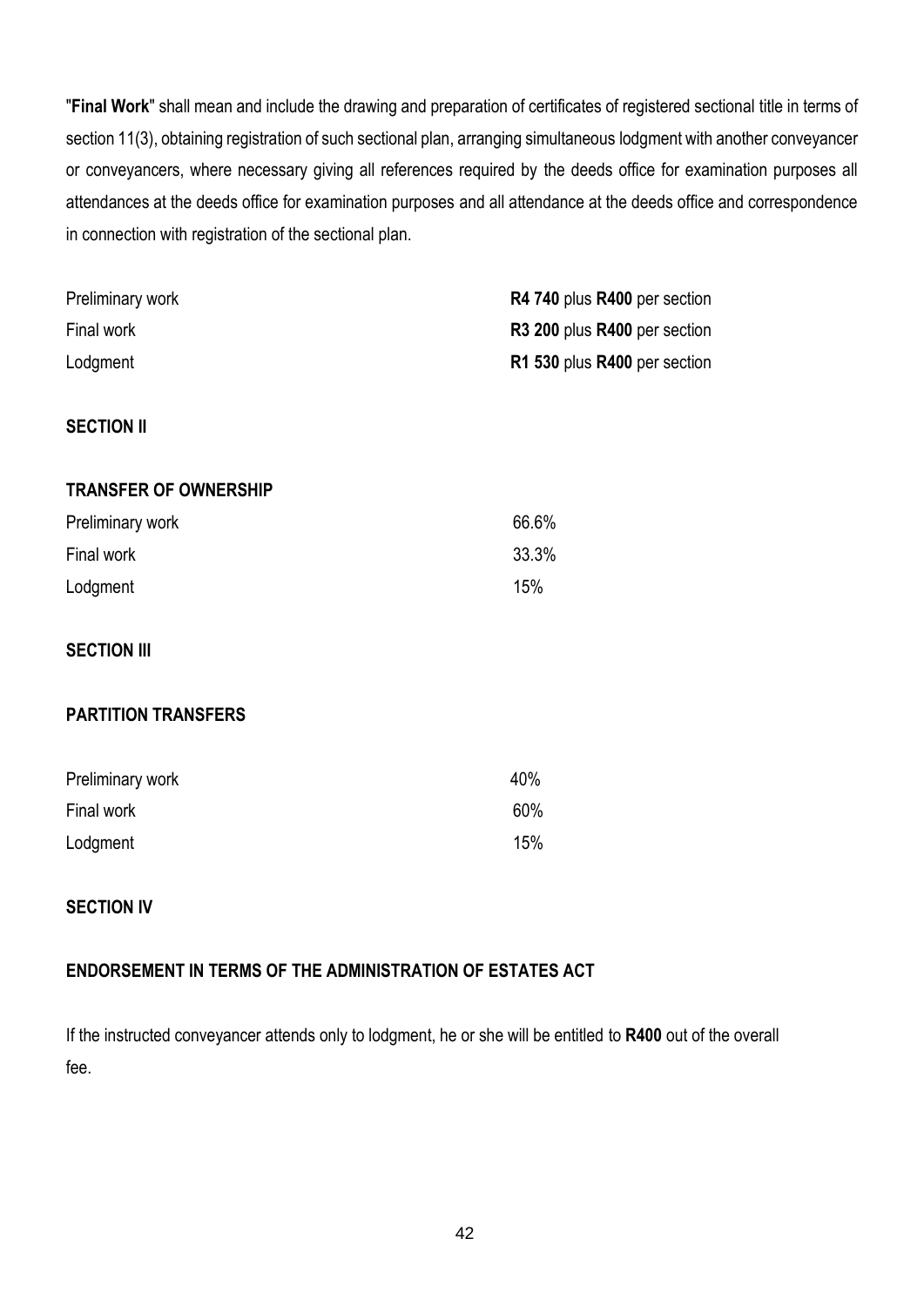"**Final Work**" shall mean and include the drawing and preparation of certificates of registered sectional title in terms of section 11(3), obtaining registration of such sectional plan, arranging simultaneous lodgment with another conveyancer or conveyancers, where necessary giving all references required by the deeds office for examination purposes all attendances at the deeds office for examination purposes and all attendance at the deeds office and correspondence in connection with registration of the sectional plan.

| | |
|---|---|
| Preliminary work | **R4 740** plus **R400** per section |
| Final work | **R3 200** plus **R400** per section |
| Lodgment | **R1 530** plus **R400** per section |

**SECTION II**

**TRANSFER OF OWNERSHIP**

| | |
|---|---|
| Preliminary work | 66.6% |
| Final work | 33.3% |
| Lodgment | 15% |

**SECTION III**

**PARTITION TRANSFERS**

| | |
|---|---|
| Preliminary work | 40% |
| Final work | 60% |
| Lodgment | 15% |

**SECTION IV**

**ENDORSEMENT IN TERMS OF THE ADMINISTRATION OF ESTATES ACT**

If the instructed conveyancer attends only to lodgment, he or she will be entitled to **R400** out of the overall fee.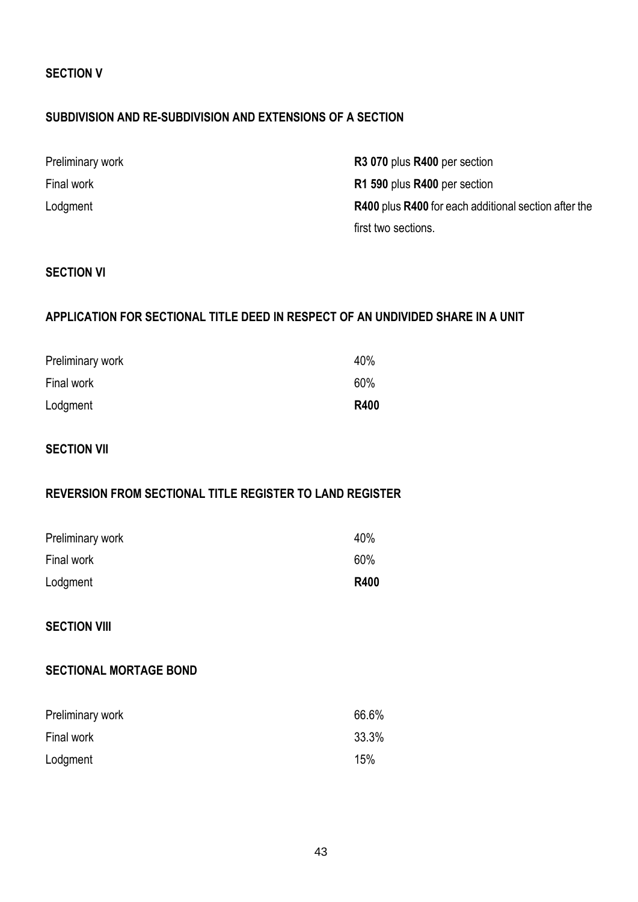**SECTION V**

**SUBDIVISION AND RE-SUBDIVISION AND EXTENSIONS OF A SECTION**

| | |
|---|---|
| Preliminary work | **R3 070** plus **R400** per section |
| Final work | **R1 590** plus **R400** per section |
| Lodgment | **R400** plus **R400** for each additional section after the first two sections. |

**SECTION VI**

**APPLICATION FOR SECTIONAL TITLE DEED IN RESPECT OF AN UNDIVIDED SHARE IN A UNIT**

| | |
|---|---|
| Preliminary work | 40% |
| Final work | 60% |
| Lodgment | **R400** |

**SECTION VII**

**REVERSION FROM SECTIONAL TITLE REGISTER TO LAND REGISTER**

| | |
|---|---|
| Preliminary work | 40% |
| Final work | 60% |
| Lodgment | **R400** |

**SECTION VIII**

**SECTIONAL MORTAGE BOND**

| | |
|---|---|
| Preliminary work | 66.6% |
| Final work | 33.3% |
| Lodgment | 15% |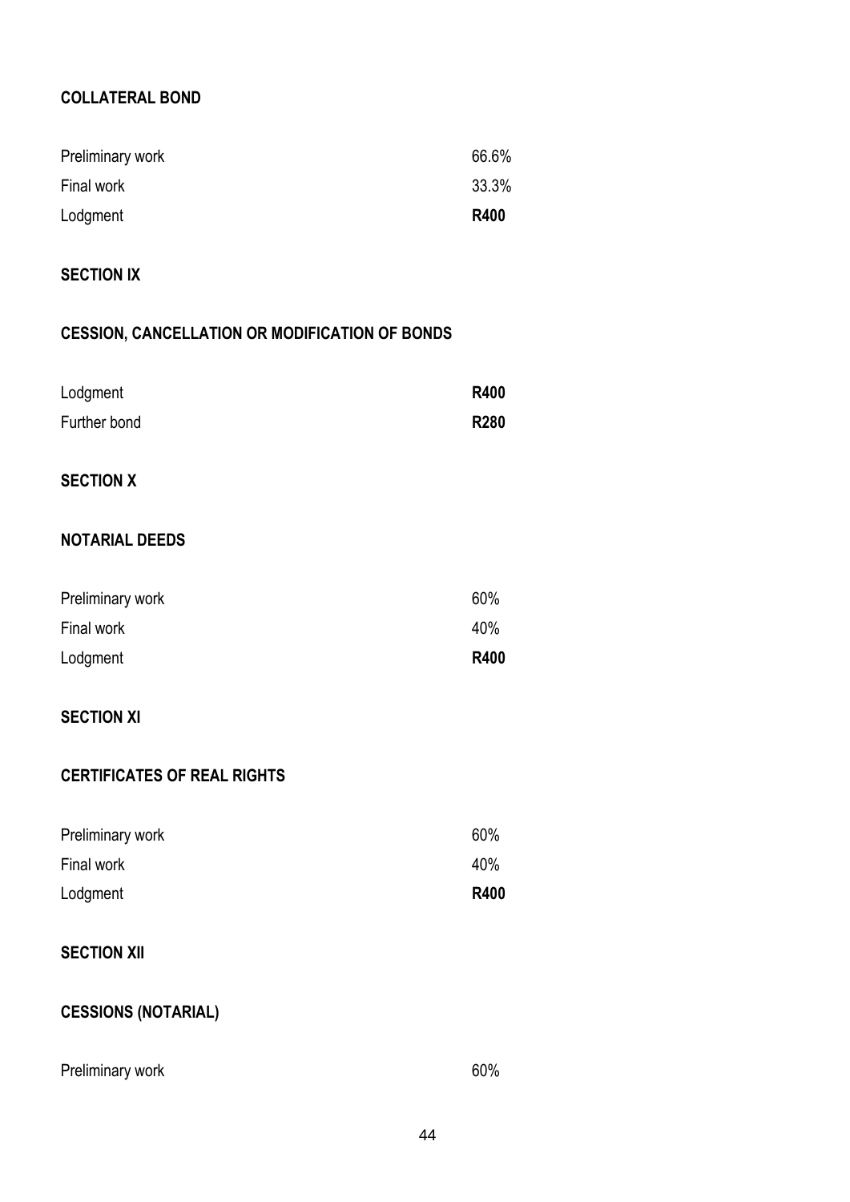**COLLATERAL BOND**

| | |
|---|---|
| Preliminary work | 66.6% |
| Final work | 33.3% |
| Lodgment | **R400** |

**SECTION IX**

**CESSION, CANCELLATION OR MODIFICATION OF BONDS**

| | |
|---|---|
| Lodgment | **R400** |
| Further bond | **R280** |

**SECTION X**

**NOTARIAL DEEDS**

| | |
|---|---|
| Preliminary work | 60% |
| Final work | 40% |
| Lodgment | **R400** |

**SECTION XI**

**CERTIFICATES OF REAL RIGHTS**

| | |
|---|---|
| Preliminary work | 60% |
| Final work | 40% |
| Lodgment | **R400** |

**SECTION XII**

**CESSIONS (NOTARIAL)**

| | |
|---|---|
| Preliminary work | 60% |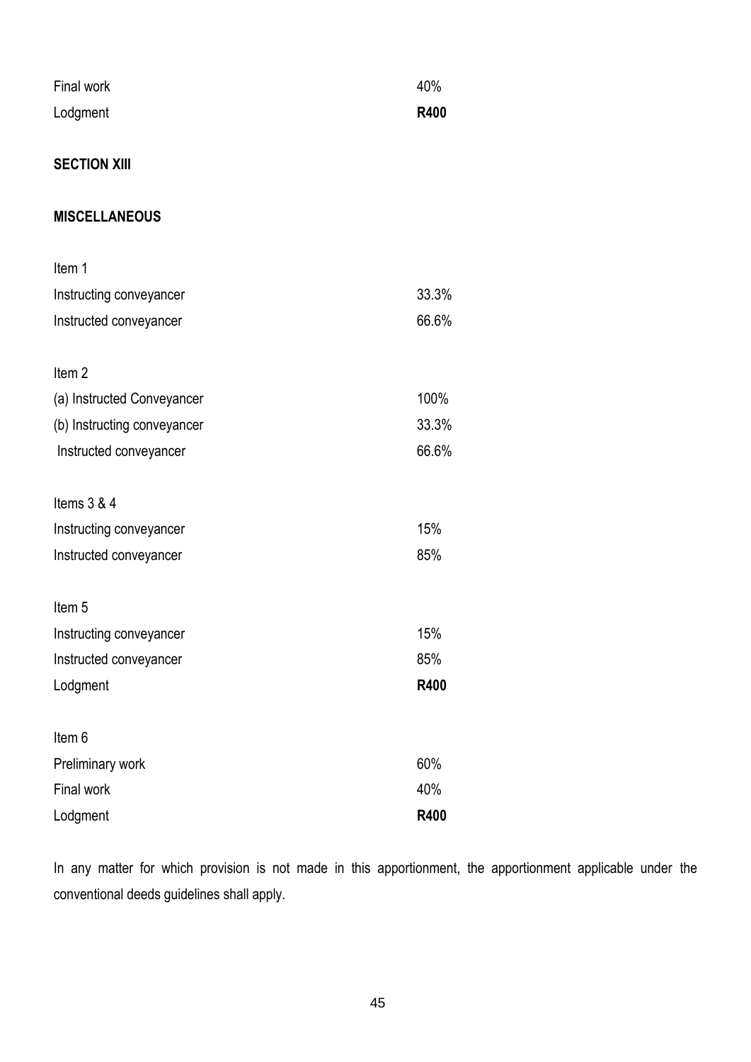| | |
|---|---|
| Final work | 40% |
| Lodgment | **R400** |

**SECTION XIII**

**MISCELLANEOUS**

| | |
|---|---|
| Item 1 | |
| Instructing conveyancer | 33.3% |
| Instructed conveyancer | 66.6% |
| | |
| Item 2 | |
| (a) Instructed Conveyancer | 100% |
| (b) Instructing conveyancer | 33.3% |
| Instructed conveyancer | 66.6% |
| | |
| Items 3 & 4 | |
| Instructing conveyancer | 15% |
| Instructed conveyancer | 85% |
| | |
| Item 5 | |
| Instructing conveyancer | 15% |
| Instructed conveyancer | 85% |
| Lodgment | **R400** |
| | |
| Item 6 | |
| Preliminary work | 60% |
| Final work | 40% |
| Lodgment | **R400** |

In any matter for which provision is not made in this apportionment, the apportionment applicable under the conventional deeds guidelines shall apply.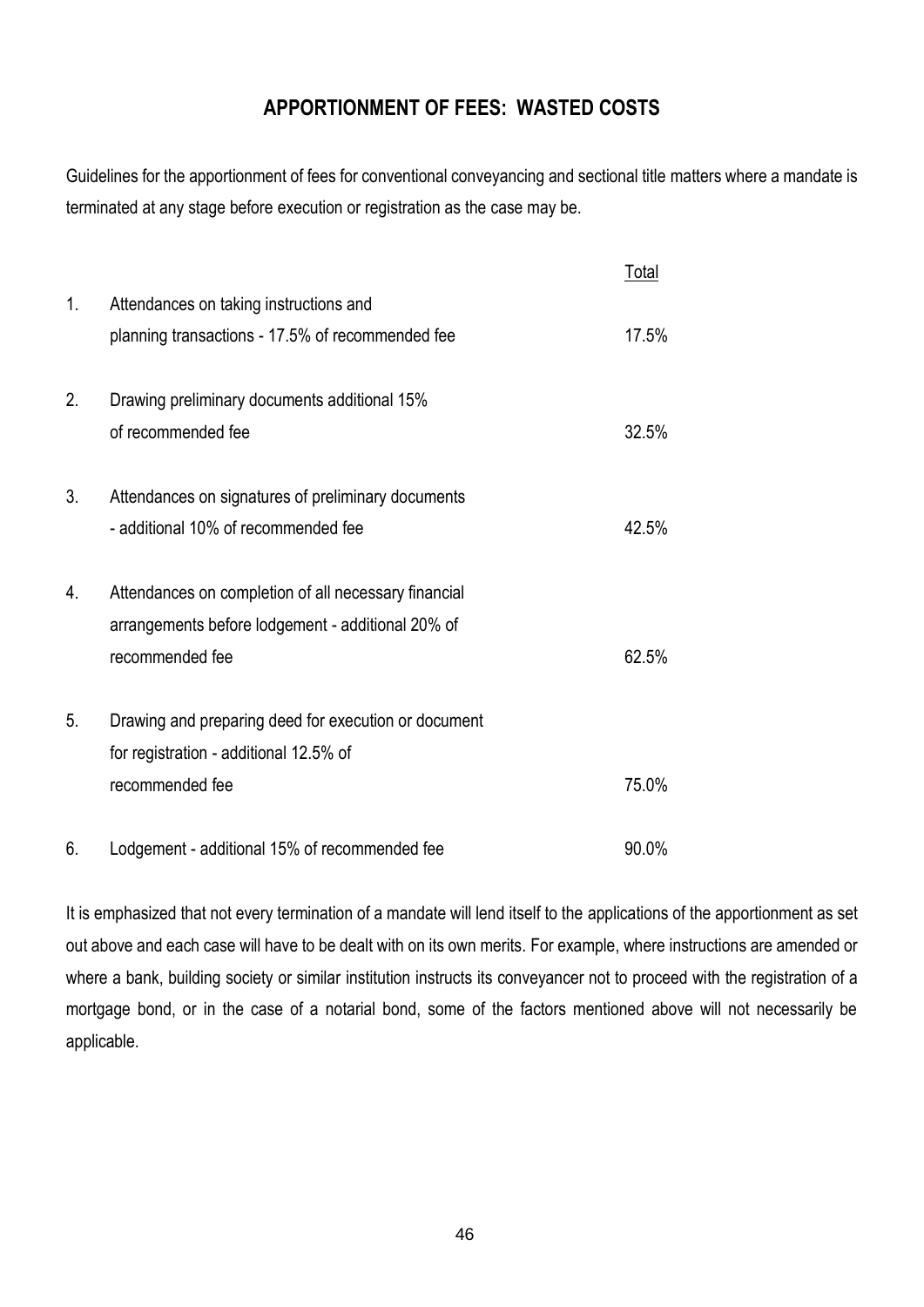## APPORTIONMENT OF FEES: WASTED COSTS

Guidelines for the apportionment of fees for conventional conveyancing and sectional title matters where a mandate is terminated at any stage before execution or registration as the case may be.

| | | Total |
|---|---|---|
| 1. | Attendances on taking instructions and planning transactions - 17.5% of recommended fee | 17.5% |
| 2. | Drawing preliminary documents additional 15% of recommended fee | 32.5% |
| 3. | Attendances on signatures of preliminary documents - additional 10% of recommended fee | 42.5% |
| 4. | Attendances on completion of all necessary financial arrangements before lodgement - additional 20% of recommended fee | 62.5% |
| 5. | Drawing and preparing deed for execution or document for registration - additional 12.5% of recommended fee | 75.0% |
| 6. | Lodgement - additional 15% of recommended fee | 90.0% |

It is emphasized that not every termination of a mandate will lend itself to the applications of the apportionment as set out above and each case will have to be dealt with on its own merits. For example, where instructions are amended or where a bank, building society or similar institution instructs its conveyancer not to proceed with the registration of a mortgage bond, or in the case of a notarial bond, some of the factors mentioned above will not necessarily be applicable.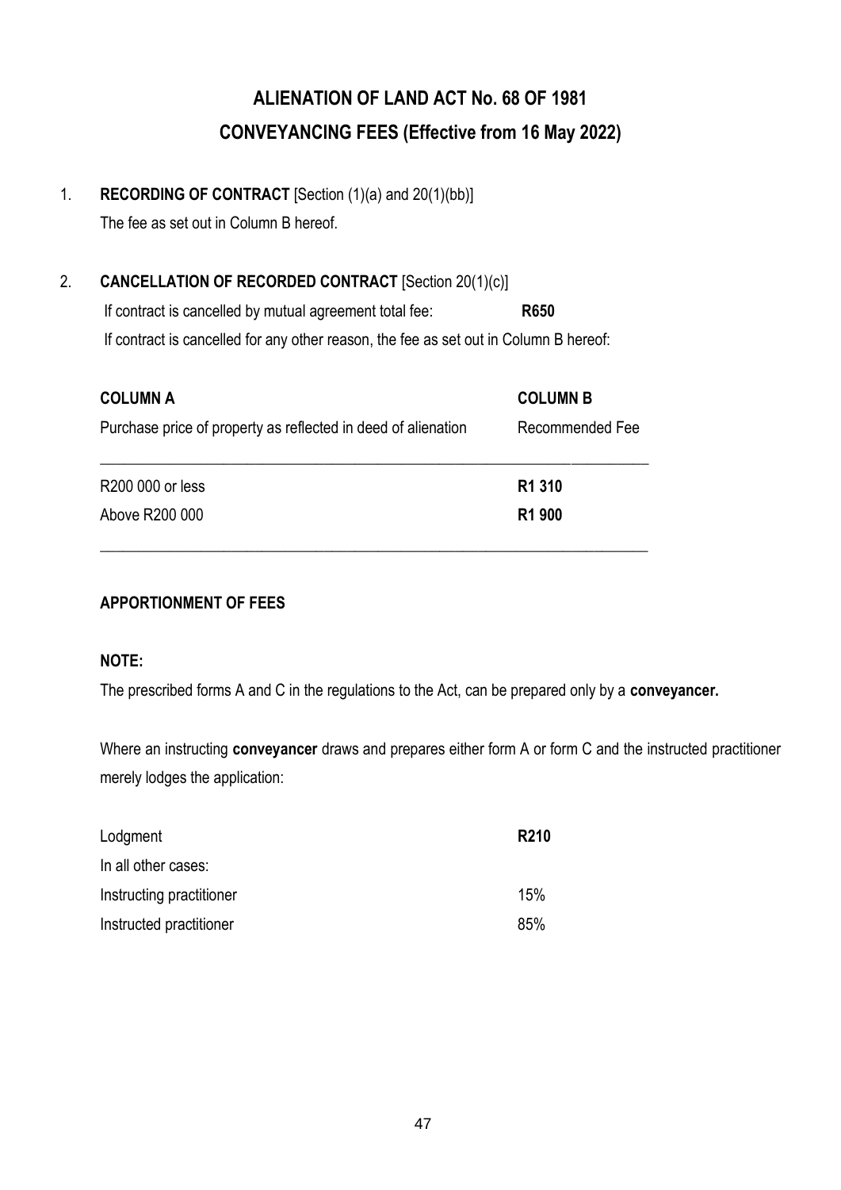# ALIENATION OF LAND ACT No. 68 OF 1981

# CONVEYANCING FEES (Effective from 16 May 2022)

1. **RECORDING OF CONTRACT** [Section (1)(a) and 20(1)(bb)]

   The fee as set out in Column B hereof.

2. **CANCELLATION OF RECORDED CONTRACT** [Section 20(1)(c)]

   If contract is cancelled by mutual agreement total fee: **R650**

   If contract is cancelled for any other reason, the fee as set out in Column B hereof:

| **COLUMN A**<br>Purchase price of property as reflected in deed of alienation | **COLUMN B**<br>Recommended Fee |
|---|---|
| R200 000 or less | **R1 310** |
| Above R200 000 | **R1 900** |

**APPORTIONMENT OF FEES**

**NOTE:**

The prescribed forms A and C in the regulations to the Act, can be prepared only by a **conveyancer.**

Where an instructing **conveyancer** draws and prepares either form A or form C and the instructed practitioner merely lodges the application:

| | |
|---|---|
| Lodgment | **R210** |
| In all other cases: | |
| Instructing practitioner | 15% |
| Instructed practitioner | 85% |